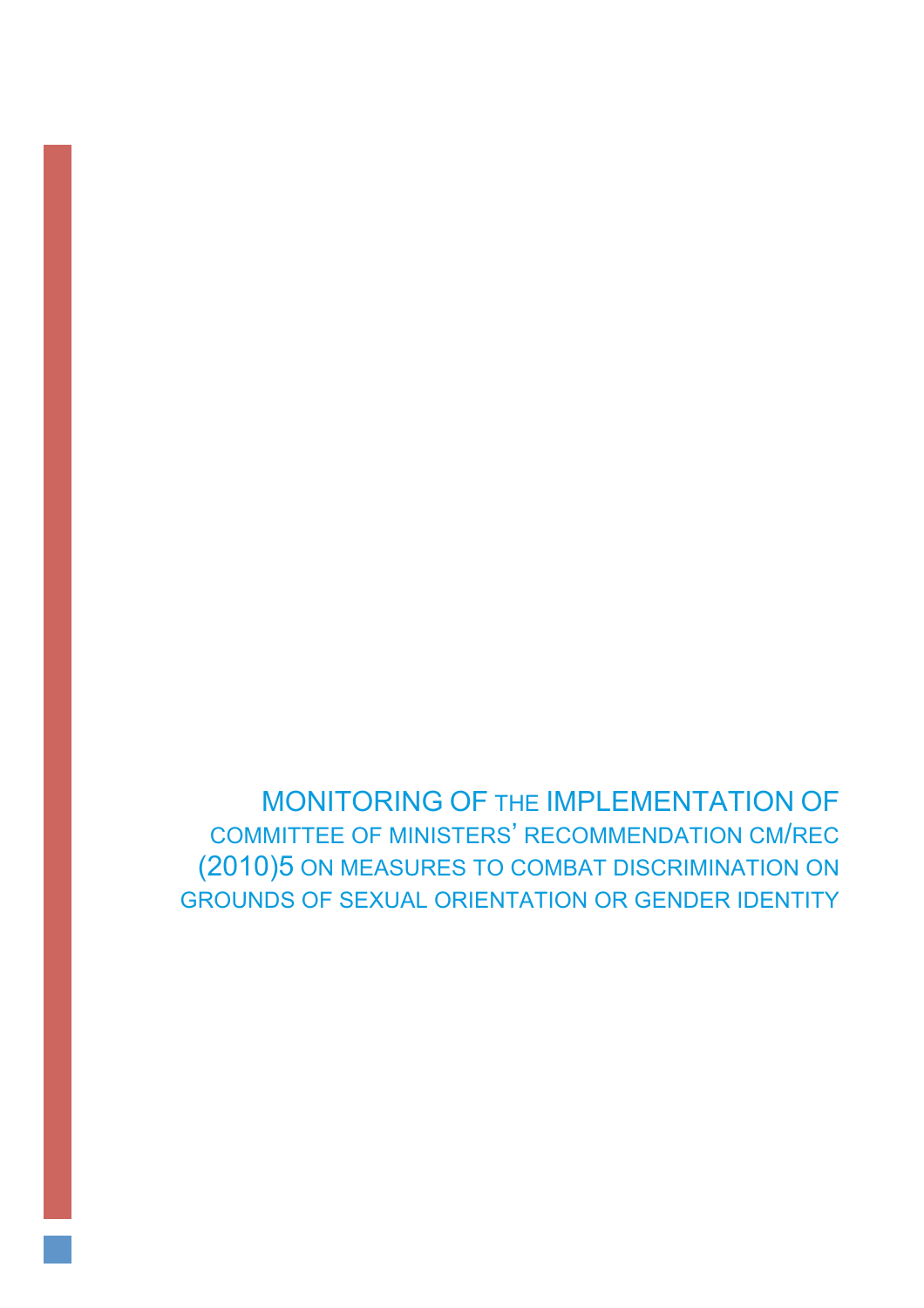# MONITORING OF THE IMPLEMENTATION OF COMMITTEE OF MINISTERS' RECOMMENDATION CM/REC (2010)5 ON MEASURES TO COMBAT DISCRIMINATION ON GROUNDS OF SEXUAL ORIENTATION OR GENDER IDENTITY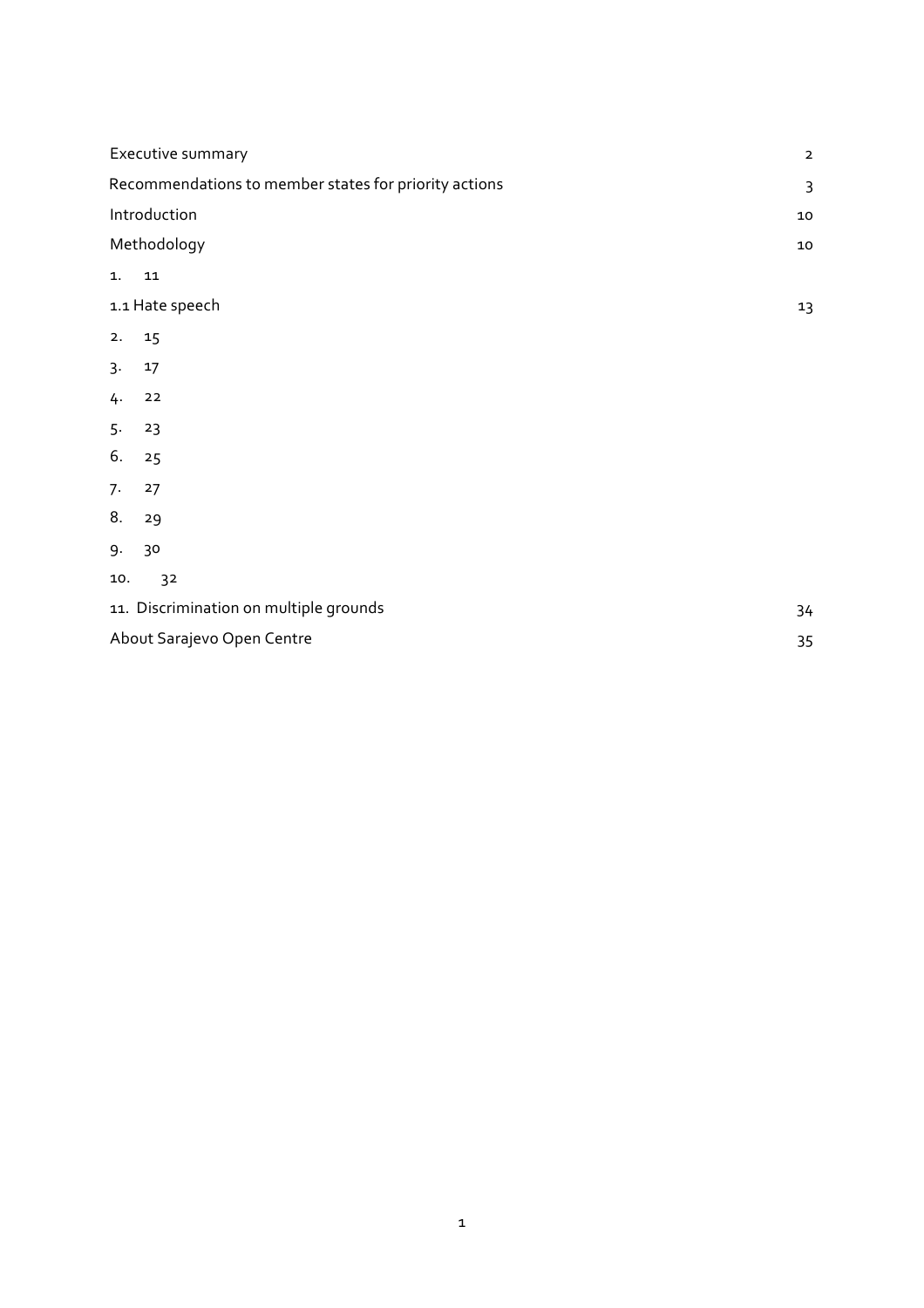Executive summary 2

Recommendations to member states for priority actions 3

Introduction 10

Methodology 10

1. 11

1.1 Hate speech 13

2. 15

3. 17

4. 22

5. 23

6. 25

7. 27

8. 29

9. 30

10. 32

11. Discrimination on multiple grounds 34

About Sarajevo Open Centre 35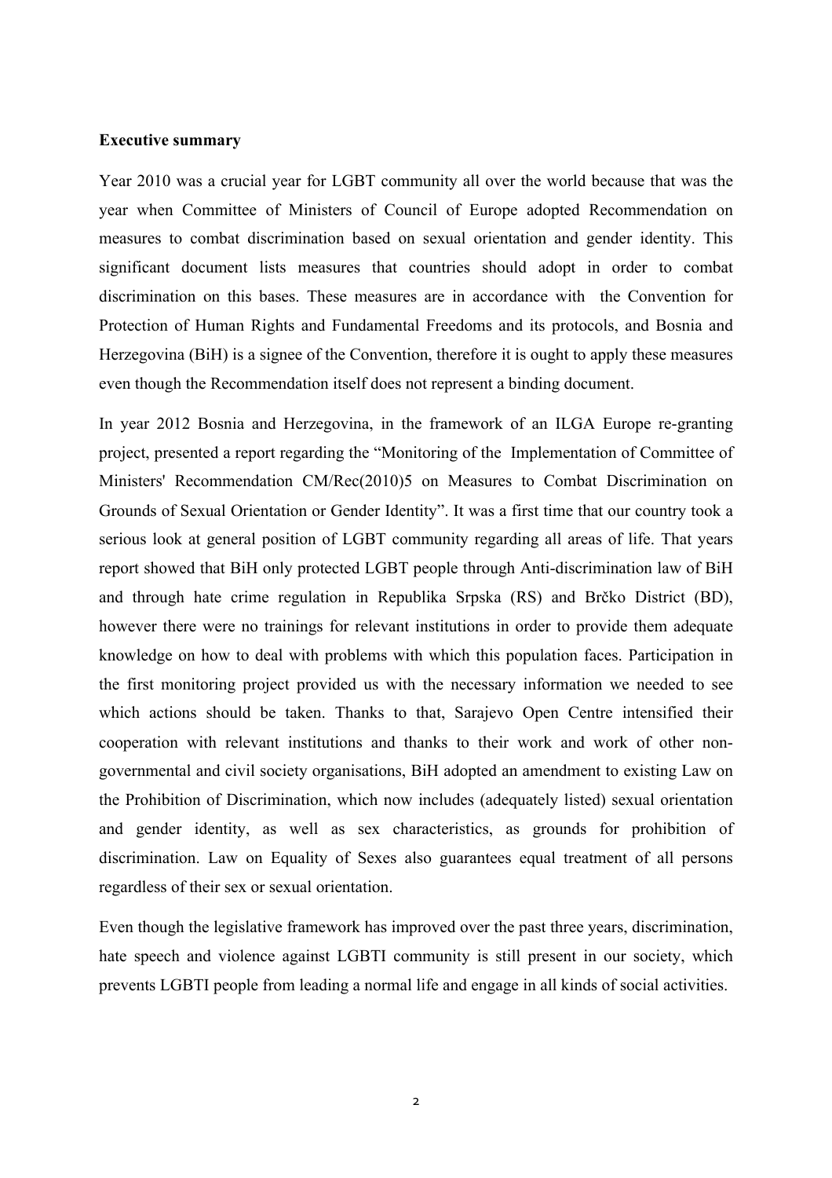**Executive summary**

Year 2010 was a crucial year for LGBT community all over the world because that was the year when Committee of Ministers of Council of Europe adopted Recommendation on measures to combat discrimination based on sexual orientation and gender identity. This significant document lists measures that countries should adopt in order to combat discrimination on this bases. These measures are in accordance with the Convention for Protection of Human Rights and Fundamental Freedoms and its protocols, and Bosnia and Herzegovina (BiH) is a signee of the Convention, therefore it is ought to apply these measures even though the Recommendation itself does not represent a binding document.

In year 2012 Bosnia and Herzegovina, in the framework of an ILGA Europe re-granting project, presented a report regarding the "Monitoring of the Implementation of Committee of Ministers' Recommendation CM/Rec(2010)5 on Measures to Combat Discrimination on Grounds of Sexual Orientation or Gender Identity". It was a first time that our country took a serious look at general position of LGBT community regarding all areas of life. That years report showed that BiH only protected LGBT people through Anti-discrimination law of BiH and through hate crime regulation in Republika Srpska (RS) and Brčko District (BD), however there were no trainings for relevant institutions in order to provide them adequate knowledge on how to deal with problems with which this population faces. Participation in the first monitoring project provided us with the necessary information we needed to see which actions should be taken. Thanks to that, Sarajevo Open Centre intensified their cooperation with relevant institutions and thanks to their work and work of other non-governmental and civil society organisations, BiH adopted an amendment to existing Law on the Prohibition of Discrimination, which now includes (adequately listed) sexual orientation and gender identity, as well as sex characteristics, as grounds for prohibition of discrimination. Law on Equality of Sexes also guarantees equal treatment of all persons regardless of their sex or sexual orientation.

Even though the legislative framework has improved over the past three years, discrimination, hate speech and violence against LGBTI community is still present in our society, which prevents LGBTI people from leading a normal life and engage in all kinds of social activities.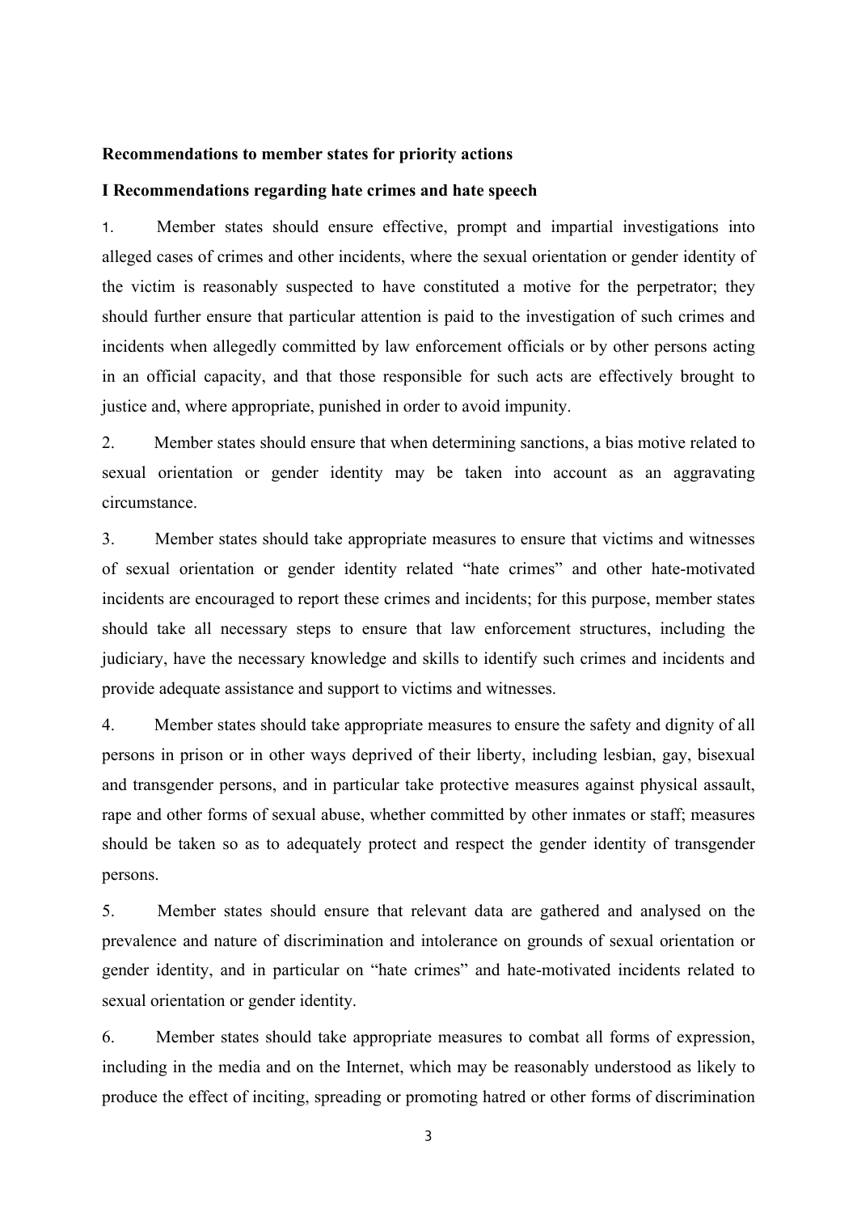**Recommendations to member states for priority actions**

**I Recommendations regarding hate crimes and hate speech**

1. Member states should ensure effective, prompt and impartial investigations into alleged cases of crimes and other incidents, where the sexual orientation or gender identity of the victim is reasonably suspected to have constituted a motive for the perpetrator; they should further ensure that particular attention is paid to the investigation of such crimes and incidents when allegedly committed by law enforcement officials or by other persons acting in an official capacity, and that those responsible for such acts are effectively brought to justice and, where appropriate, punished in order to avoid impunity.

2. Member states should ensure that when determining sanctions, a bias motive related to sexual orientation or gender identity may be taken into account as an aggravating circumstance.

3. Member states should take appropriate measures to ensure that victims and witnesses of sexual orientation or gender identity related "hate crimes" and other hate-motivated incidents are encouraged to report these crimes and incidents; for this purpose, member states should take all necessary steps to ensure that law enforcement structures, including the judiciary, have the necessary knowledge and skills to identify such crimes and incidents and provide adequate assistance and support to victims and witnesses.

4. Member states should take appropriate measures to ensure the safety and dignity of all persons in prison or in other ways deprived of their liberty, including lesbian, gay, bisexual and transgender persons, and in particular take protective measures against physical assault, rape and other forms of sexual abuse, whether committed by other inmates or staff; measures should be taken so as to adequately protect and respect the gender identity of transgender persons.

5. Member states should ensure that relevant data are gathered and analysed on the prevalence and nature of discrimination and intolerance on grounds of sexual orientation or gender identity, and in particular on "hate crimes" and hate-motivated incidents related to sexual orientation or gender identity.

6. Member states should take appropriate measures to combat all forms of expression, including in the media and on the Internet, which may be reasonably understood as likely to produce the effect of inciting, spreading or promoting hatred or other forms of discrimination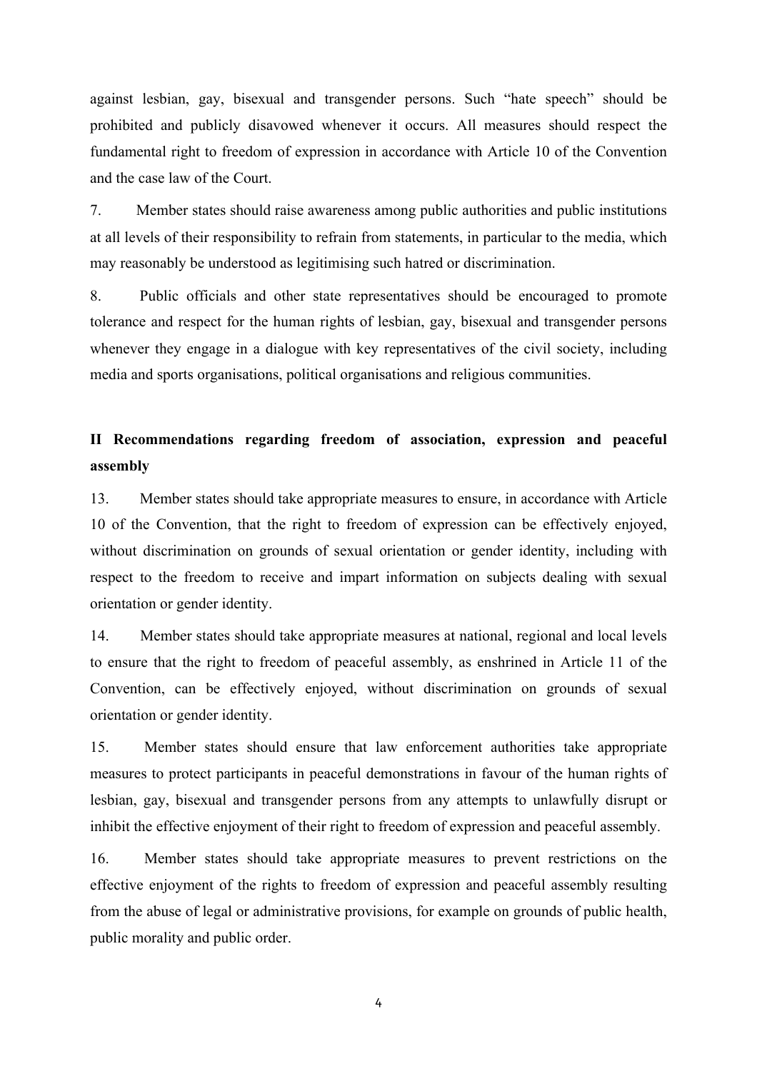against lesbian, gay, bisexual and transgender persons. Such “hate speech” should be prohibited and publicly disavowed whenever it occurs. All measures should respect the fundamental right to freedom of expression in accordance with Article 10 of the Convention and the case law of the Court.

7. Member states should raise awareness among public authorities and public institutions at all levels of their responsibility to refrain from statements, in particular to the media, which may reasonably be understood as legitimising such hatred or discrimination.

8. Public officials and other state representatives should be encouraged to promote tolerance and respect for the human rights of lesbian, gay, bisexual and transgender persons whenever they engage in a dialogue with key representatives of the civil society, including media and sports organisations, political organisations and religious communities.

## II Recommendations regarding freedom of association, expression and peaceful assembly

13. Member states should take appropriate measures to ensure, in accordance with Article 10 of the Convention, that the right to freedom of expression can be effectively enjoyed, without discrimination on grounds of sexual orientation or gender identity, including with respect to the freedom to receive and impart information on subjects dealing with sexual orientation or gender identity.

14. Member states should take appropriate measures at national, regional and local levels to ensure that the right to freedom of peaceful assembly, as enshrined in Article 11 of the Convention, can be effectively enjoyed, without discrimination on grounds of sexual orientation or gender identity.

15. Member states should ensure that law enforcement authorities take appropriate measures to protect participants in peaceful demonstrations in favour of the human rights of lesbian, gay, bisexual and transgender persons from any attempts to unlawfully disrupt or inhibit the effective enjoyment of their right to freedom of expression and peaceful assembly.

16. Member states should take appropriate measures to prevent restrictions on the effective enjoyment of the rights to freedom of expression and peaceful assembly resulting from the abuse of legal or administrative provisions, for example on grounds of public health, public morality and public order.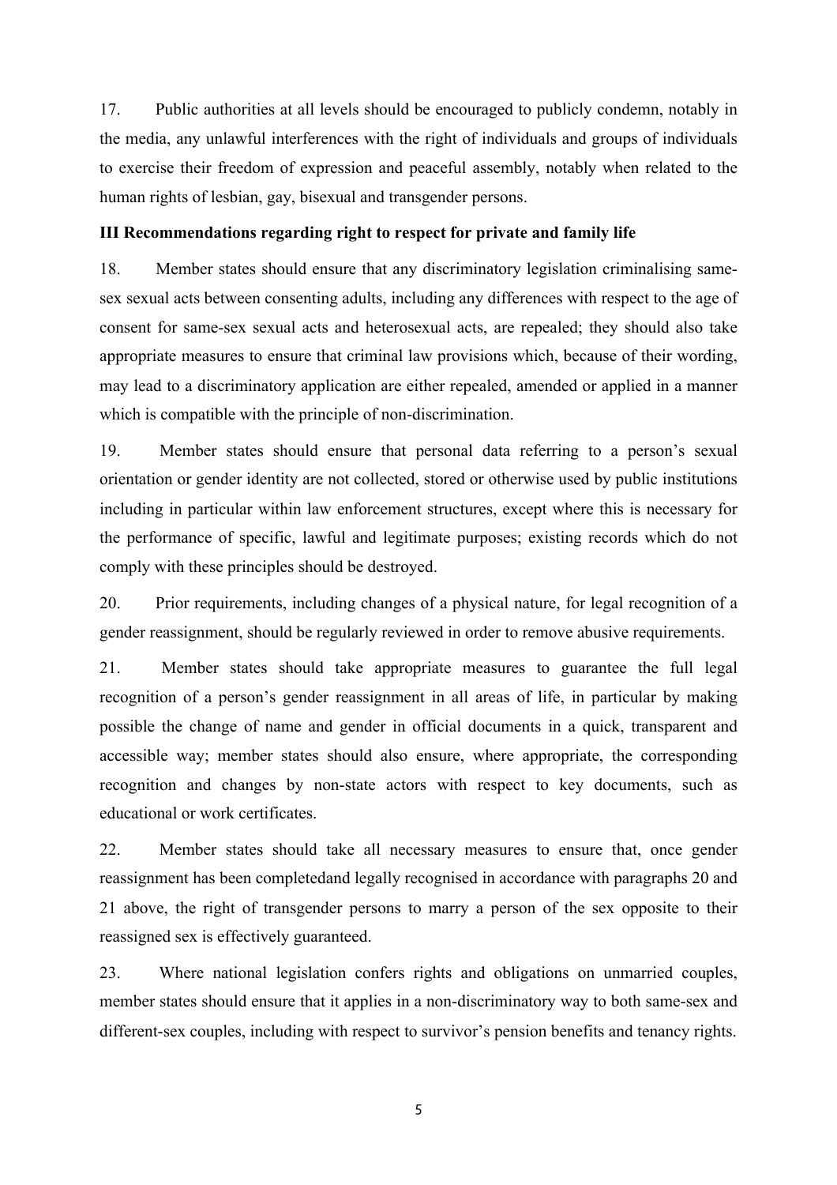17. Public authorities at all levels should be encouraged to publicly condemn, notably in the media, any unlawful interferences with the right of individuals and groups of individuals to exercise their freedom of expression and peaceful assembly, notably when related to the human rights of lesbian, gay, bisexual and transgender persons.

**III Recommendations regarding right to respect for private and family life**

18. Member states should ensure that any discriminatory legislation criminalising same-sex sexual acts between consenting adults, including any differences with respect to the age of consent for same-sex sexual acts and heterosexual acts, are repealed; they should also take appropriate measures to ensure that criminal law provisions which, because of their wording, may lead to a discriminatory application are either repealed, amended or applied in a manner which is compatible with the principle of non-discrimination.

19. Member states should ensure that personal data referring to a person's sexual orientation or gender identity are not collected, stored or otherwise used by public institutions including in particular within law enforcement structures, except where this is necessary for the performance of specific, lawful and legitimate purposes; existing records which do not comply with these principles should be destroyed.

20. Prior requirements, including changes of a physical nature, for legal recognition of a gender reassignment, should be regularly reviewed in order to remove abusive requirements.

21. Member states should take appropriate measures to guarantee the full legal recognition of a person's gender reassignment in all areas of life, in particular by making possible the change of name and gender in official documents in a quick, transparent and accessible way; member states should also ensure, where appropriate, the corresponding recognition and changes by non-state actors with respect to key documents, such as educational or work certificates.

22. Member states should take all necessary measures to ensure that, once gender reassignment has been completedand legally recognised in accordance with paragraphs 20 and 21 above, the right of transgender persons to marry a person of the sex opposite to their reassigned sex is effectively guaranteed.

23. Where national legislation confers rights and obligations on unmarried couples, member states should ensure that it applies in a non-discriminatory way to both same-sex and different-sex couples, including with respect to survivor's pension benefits and tenancy rights.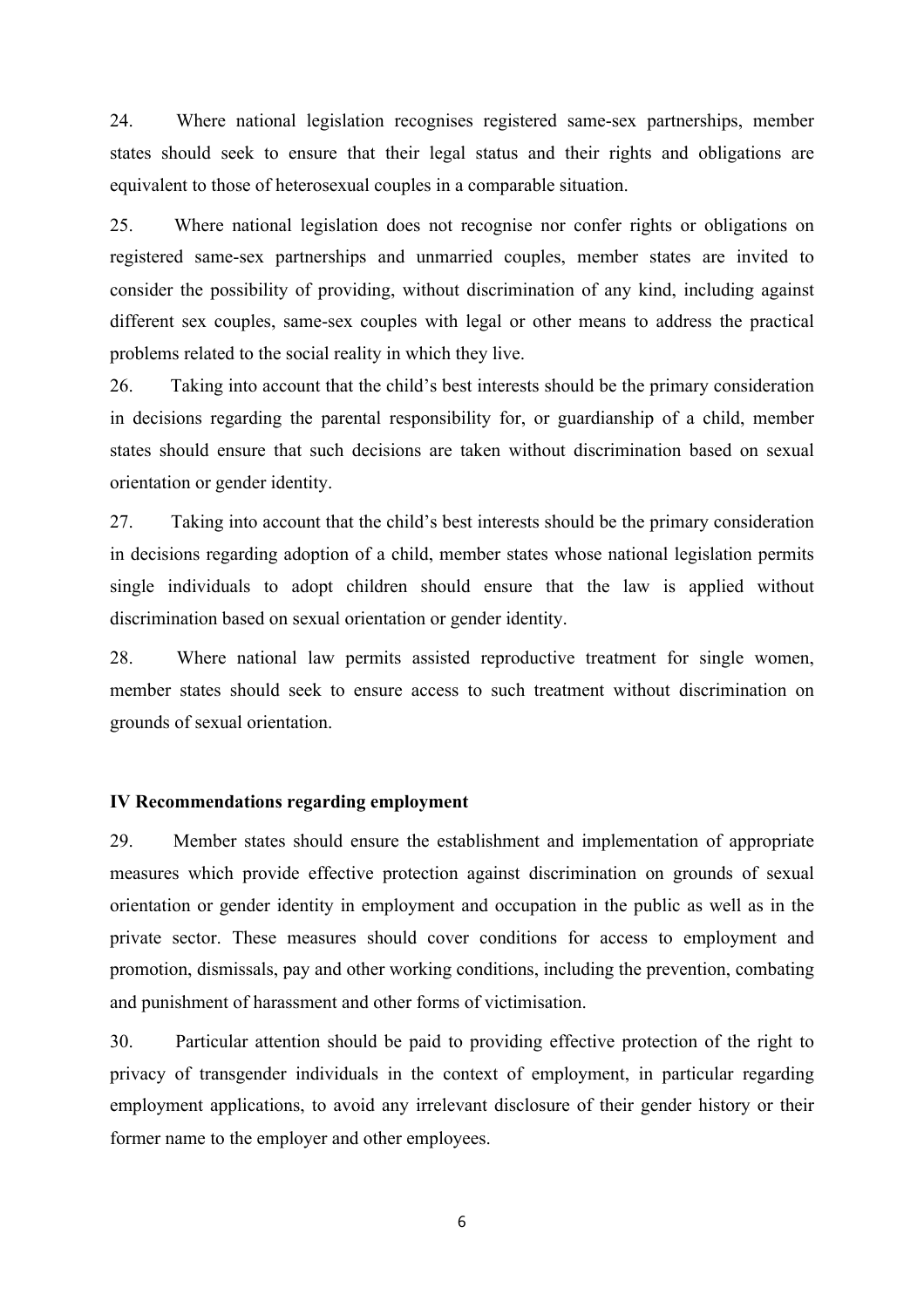24. Where national legislation recognises registered same-sex partnerships, member states should seek to ensure that their legal status and their rights and obligations are equivalent to those of heterosexual couples in a comparable situation.

25. Where national legislation does not recognise nor confer rights or obligations on registered same-sex partnerships and unmarried couples, member states are invited to consider the possibility of providing, without discrimination of any kind, including against different sex couples, same-sex couples with legal or other means to address the practical problems related to the social reality in which they live.

26. Taking into account that the child's best interests should be the primary consideration in decisions regarding the parental responsibility for, or guardianship of a child, member states should ensure that such decisions are taken without discrimination based on sexual orientation or gender identity.

27. Taking into account that the child's best interests should be the primary consideration in decisions regarding adoption of a child, member states whose national legislation permits single individuals to adopt children should ensure that the law is applied without discrimination based on sexual orientation or gender identity.

28. Where national law permits assisted reproductive treatment for single women, member states should seek to ensure access to such treatment without discrimination on grounds of sexual orientation.

**IV Recommendations regarding employment**

29. Member states should ensure the establishment and implementation of appropriate measures which provide effective protection against discrimination on grounds of sexual orientation or gender identity in employment and occupation in the public as well as in the private sector. These measures should cover conditions for access to employment and promotion, dismissals, pay and other working conditions, including the prevention, combating and punishment of harassment and other forms of victimisation.

30. Particular attention should be paid to providing effective protection of the right to privacy of transgender individuals in the context of employment, in particular regarding employment applications, to avoid any irrelevant disclosure of their gender history or their former name to the employer and other employees.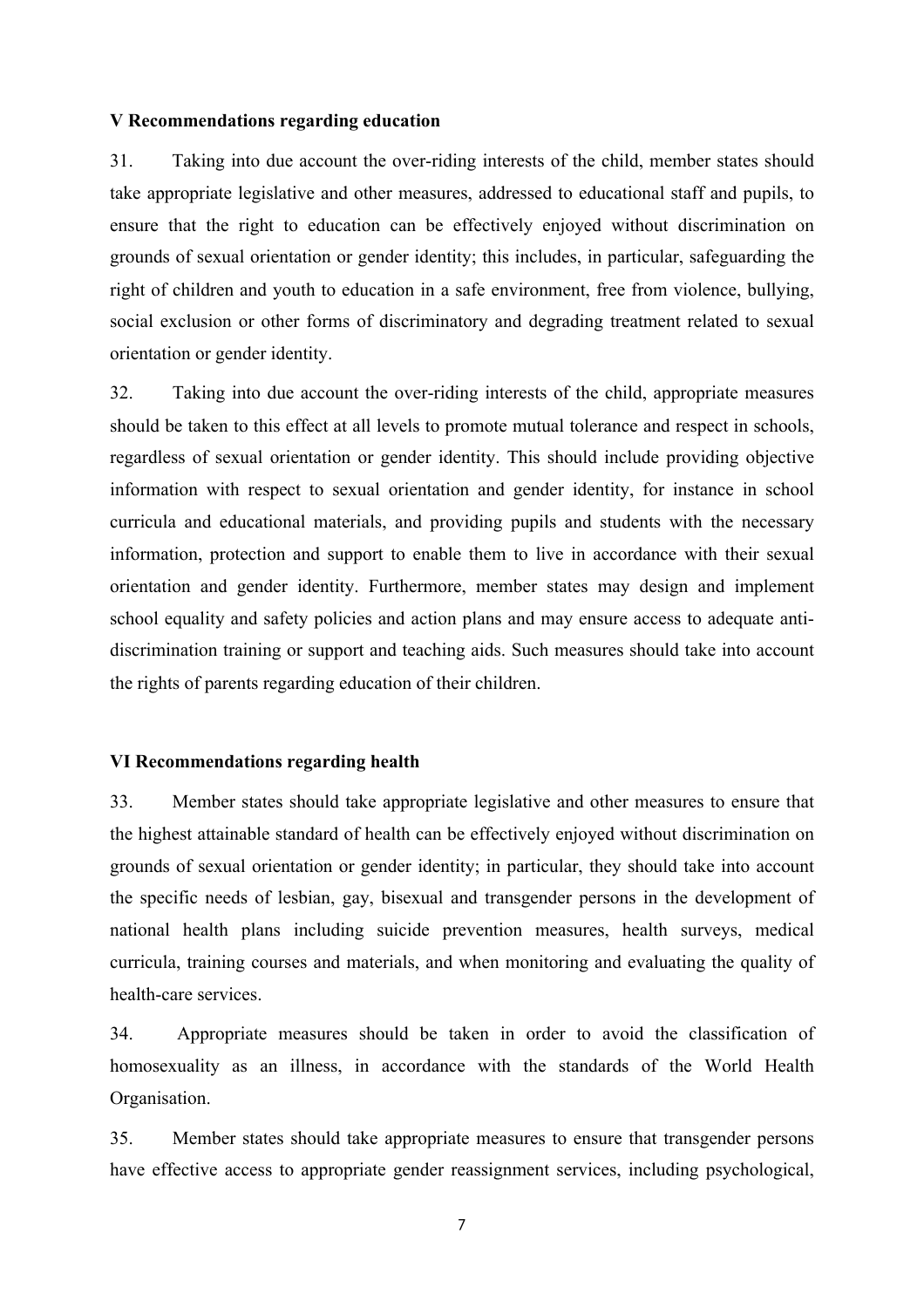## V Recommendations regarding education

31. Taking into due account the over-riding interests of the child, member states should take appropriate legislative and other measures, addressed to educational staff and pupils, to ensure that the right to education can be effectively enjoyed without discrimination on grounds of sexual orientation or gender identity; this includes, in particular, safeguarding the right of children and youth to education in a safe environment, free from violence, bullying, social exclusion or other forms of discriminatory and degrading treatment related to sexual orientation or gender identity.

32. Taking into due account the over-riding interests of the child, appropriate measures should be taken to this effect at all levels to promote mutual tolerance and respect in schools, regardless of sexual orientation or gender identity. This should include providing objective information with respect to sexual orientation and gender identity, for instance in school curricula and educational materials, and providing pupils and students with the necessary information, protection and support to enable them to live in accordance with their sexual orientation and gender identity. Furthermore, member states may design and implement school equality and safety policies and action plans and may ensure access to adequate anti-discrimination training or support and teaching aids. Such measures should take into account the rights of parents regarding education of their children.

## VI Recommendations regarding health

33. Member states should take appropriate legislative and other measures to ensure that the highest attainable standard of health can be effectively enjoyed without discrimination on grounds of sexual orientation or gender identity; in particular, they should take into account the specific needs of lesbian, gay, bisexual and transgender persons in the development of national health plans including suicide prevention measures, health surveys, medical curricula, training courses and materials, and when monitoring and evaluating the quality of health-care services.

34. Appropriate measures should be taken in order to avoid the classification of homosexuality as an illness, in accordance with the standards of the World Health Organisation.

35. Member states should take appropriate measures to ensure that transgender persons have effective access to appropriate gender reassignment services, including psychological,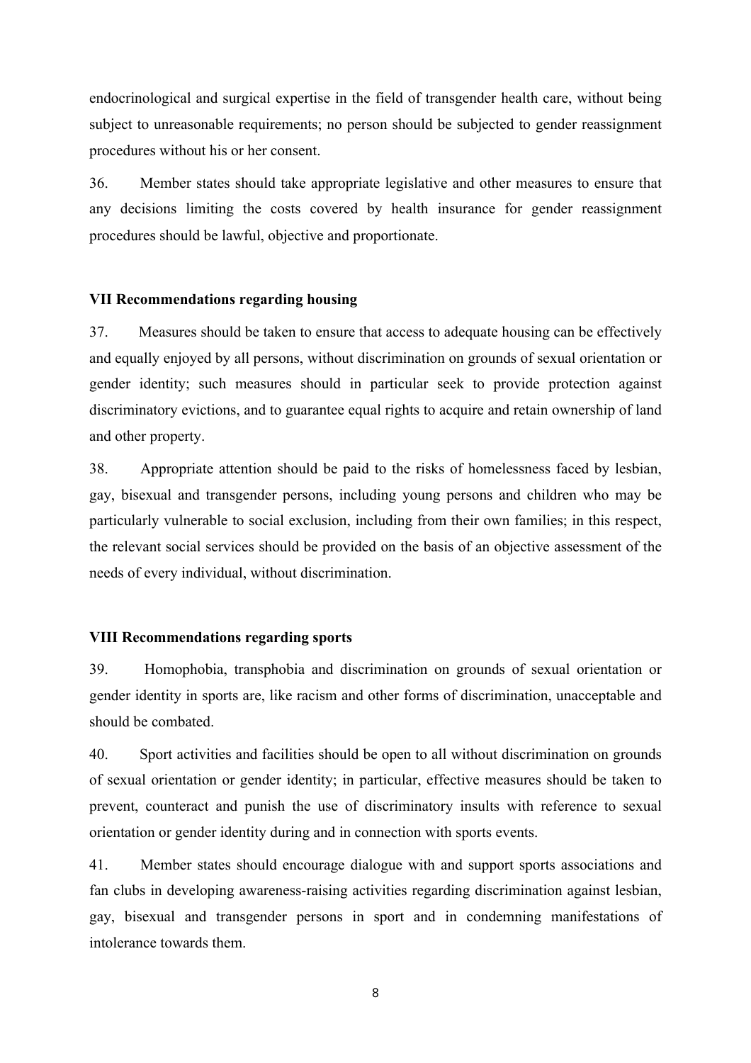endocrinological and surgical expertise in the field of transgender health care, without being subject to unreasonable requirements; no person should be subjected to gender reassignment procedures without his or her consent.

36. Member states should take appropriate legislative and other measures to ensure that any decisions limiting the costs covered by health insurance for gender reassignment procedures should be lawful, objective and proportionate.

### VII Recommendations regarding housing

37. Measures should be taken to ensure that access to adequate housing can be effectively and equally enjoyed by all persons, without discrimination on grounds of sexual orientation or gender identity; such measures should in particular seek to provide protection against discriminatory evictions, and to guarantee equal rights to acquire and retain ownership of land and other property.

38. Appropriate attention should be paid to the risks of homelessness faced by lesbian, gay, bisexual and transgender persons, including young persons and children who may be particularly vulnerable to social exclusion, including from their own families; in this respect, the relevant social services should be provided on the basis of an objective assessment of the needs of every individual, without discrimination.

### VIII Recommendations regarding sports

39. Homophobia, transphobia and discrimination on grounds of sexual orientation or gender identity in sports are, like racism and other forms of discrimination, unacceptable and should be combated.

40. Sport activities and facilities should be open to all without discrimination on grounds of sexual orientation or gender identity; in particular, effective measures should be taken to prevent, counteract and punish the use of discriminatory insults with reference to sexual orientation or gender identity during and in connection with sports events.

41. Member states should encourage dialogue with and support sports associations and fan clubs in developing awareness-raising activities regarding discrimination against lesbian, gay, bisexual and transgender persons in sport and in condemning manifestations of intolerance towards them.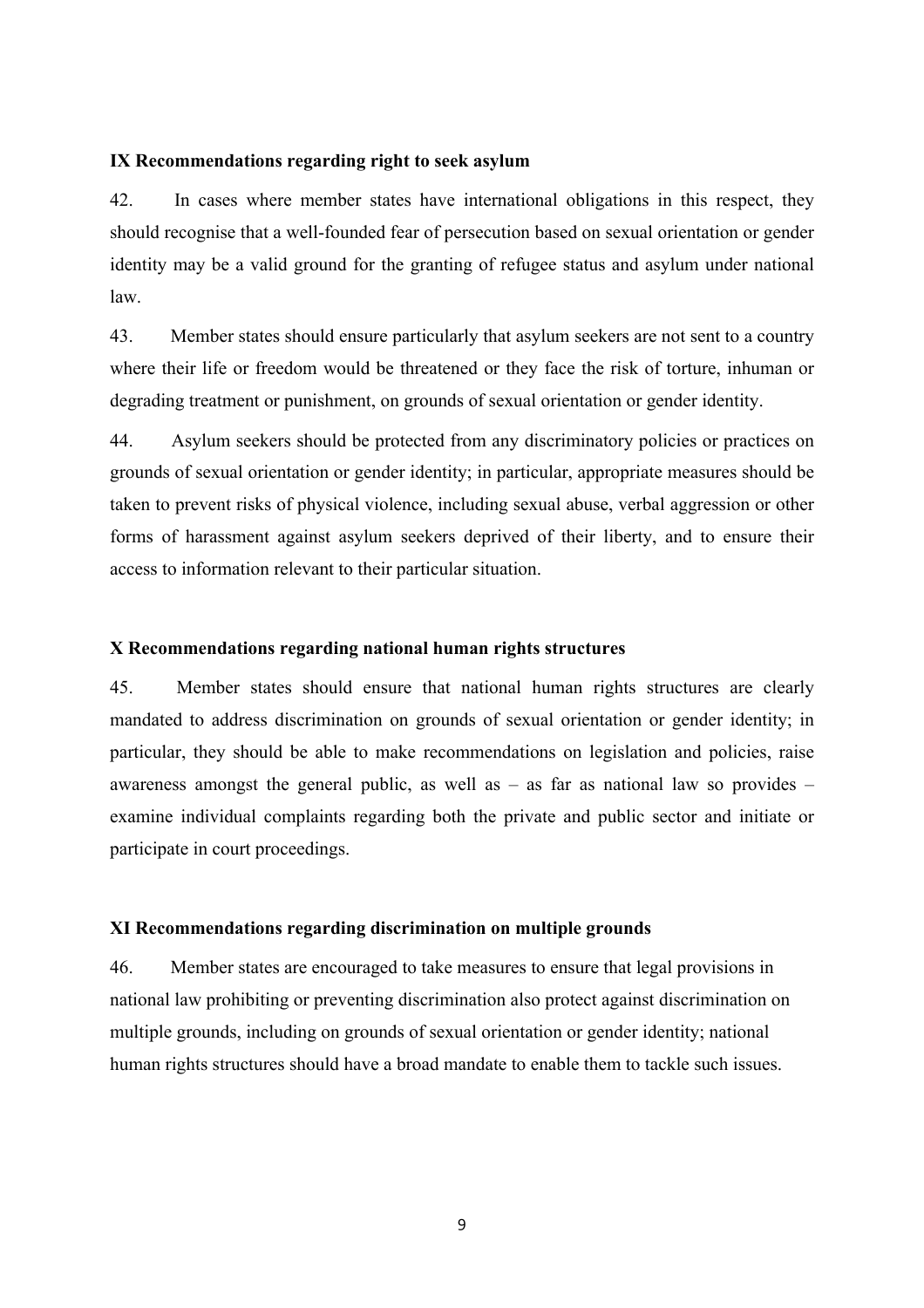### IX Recommendations regarding right to seek asylum

42. In cases where member states have international obligations in this respect, they should recognise that a well-founded fear of persecution based on sexual orientation or gender identity may be a valid ground for the granting of refugee status and asylum under national law.

43. Member states should ensure particularly that asylum seekers are not sent to a country where their life or freedom would be threatened or they face the risk of torture, inhuman or degrading treatment or punishment, on grounds of sexual orientation or gender identity.

44. Asylum seekers should be protected from any discriminatory policies or practices on grounds of sexual orientation or gender identity; in particular, appropriate measures should be taken to prevent risks of physical violence, including sexual abuse, verbal aggression or other forms of harassment against asylum seekers deprived of their liberty, and to ensure their access to information relevant to their particular situation.

### X Recommendations regarding national human rights structures

45. Member states should ensure that national human rights structures are clearly mandated to address discrimination on grounds of sexual orientation or gender identity; in particular, they should be able to make recommendations on legislation and policies, raise awareness amongst the general public, as well as – as far as national law so provides – examine individual complaints regarding both the private and public sector and initiate or participate in court proceedings.

### XI Recommendations regarding discrimination on multiple grounds

46. Member states are encouraged to take measures to ensure that legal provisions in national law prohibiting or preventing discrimination also protect against discrimination on multiple grounds, including on grounds of sexual orientation or gender identity; national human rights structures should have a broad mandate to enable them to tackle such issues.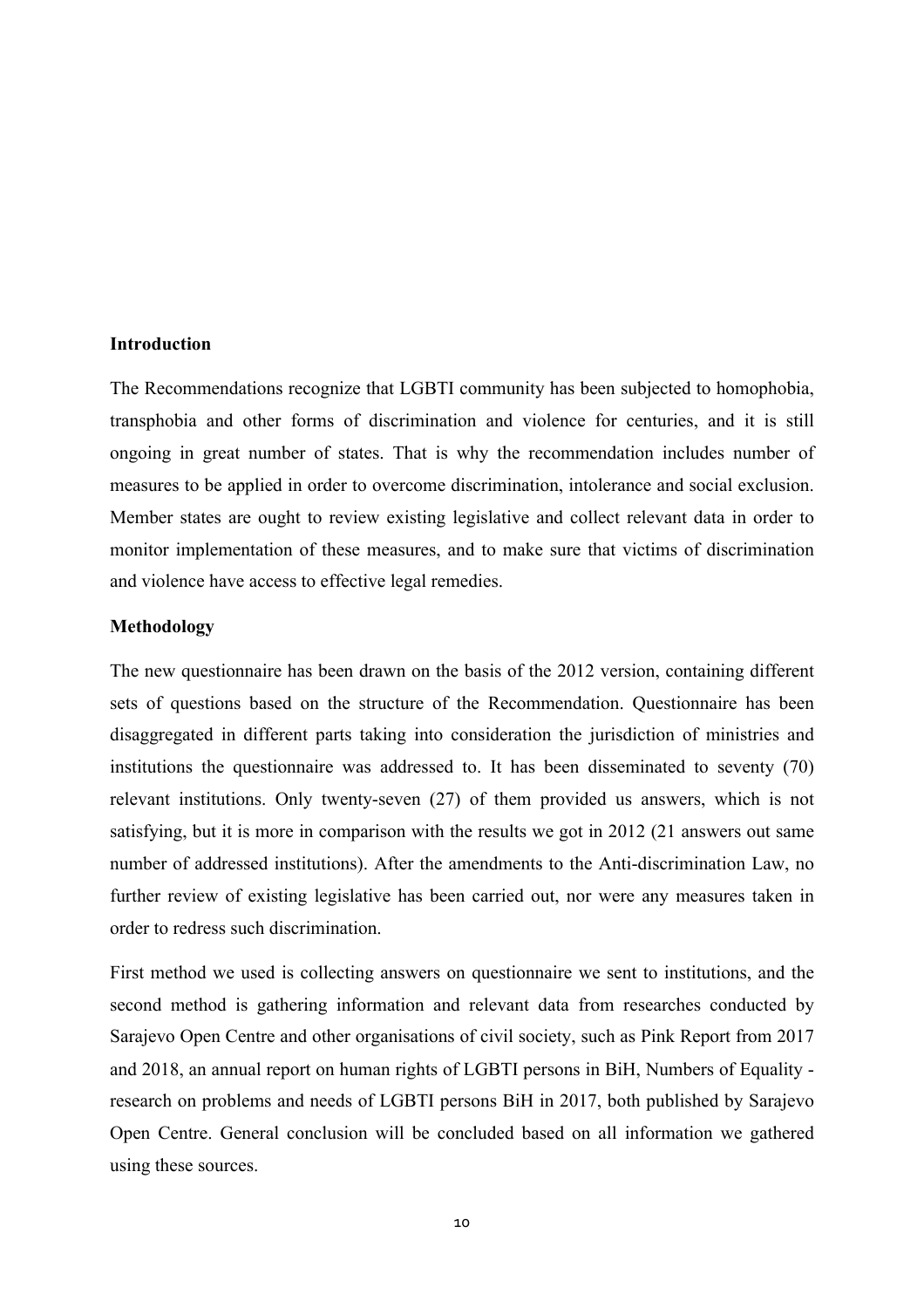## Introduction

The Recommendations recognize that LGBTI community has been subjected to homophobia, transphobia and other forms of discrimination and violence for centuries, and it is still ongoing in great number of states. That is why the recommendation includes number of measures to be applied in order to overcome discrimination, intolerance and social exclusion. Member states are ought to review existing legislative and collect relevant data in order to monitor implementation of these measures, and to make sure that victims of discrimination and violence have access to effective legal remedies.

## Methodology

The new questionnaire has been drawn on the basis of the 2012 version, containing different sets of questions based on the structure of the Recommendation. Questionnaire has been disaggregated in different parts taking into consideration the jurisdiction of ministries and institutions the questionnaire was addressed to. It has been disseminated to seventy (70) relevant institutions. Only twenty-seven (27) of them provided us answers, which is not satisfying, but it is more in comparison with the results we got in 2012 (21 answers out same number of addressed institutions). After the amendments to the Anti-discrimination Law, no further review of existing legislative has been carried out, nor were any measures taken in order to redress such discrimination.

First method we used is collecting answers on questionnaire we sent to institutions, and the second method is gathering information and relevant data from researches conducted by Sarajevo Open Centre and other organisations of civil society, such as Pink Report from 2017 and 2018, an annual report on human rights of LGBTI persons in BiH, Numbers of Equality - research on problems and needs of LGBTI persons BiH in 2017, both published by Sarajevo Open Centre. General conclusion will be concluded based on all information we gathered using these sources.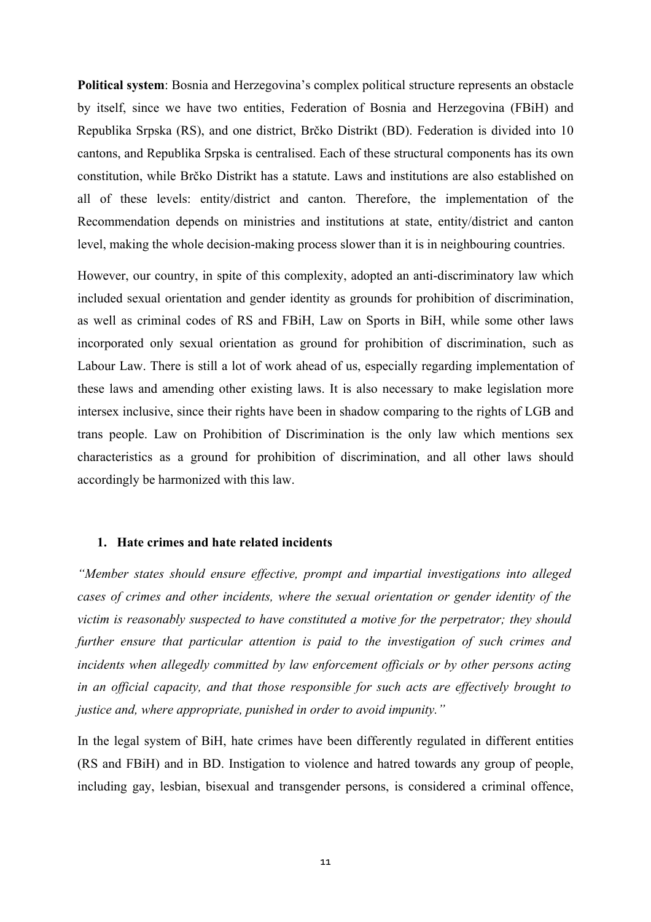**Political system**: Bosnia and Herzegovina's complex political structure represents an obstacle by itself, since we have two entities, Federation of Bosnia and Herzegovina (FBiH) and Republika Srpska (RS), and one district, Brčko Distrikt (BD). Federation is divided into 10 cantons, and Republika Srpska is centralised. Each of these structural components has its own constitution, while Brčko Distrikt has a statute. Laws and institutions are also established on all of these levels: entity/district and canton. Therefore, the implementation of the Recommendation depends on ministries and institutions at state, entity/district and canton level, making the whole decision-making process slower than it is in neighbouring countries.

However, our country, in spite of this complexity, adopted an anti-discriminatory law which included sexual orientation and gender identity as grounds for prohibition of discrimination, as well as criminal codes of RS and FBiH, Law on Sports in BiH, while some other laws incorporated only sexual orientation as ground for prohibition of discrimination, such as Labour Law. There is still a lot of work ahead of us, especially regarding implementation of these laws and amending other existing laws. It is also necessary to make legislation more intersex inclusive, since their rights have been in shadow comparing to the rights of LGB and trans people. Law on Prohibition of Discrimination is the only law which mentions sex characteristics as a ground for prohibition of discrimination, and all other laws should accordingly be harmonized with this law.

## 1. Hate crimes and hate related incidents

*"Member states should ensure effective, prompt and impartial investigations into alleged cases of crimes and other incidents, where the sexual orientation or gender identity of the victim is reasonably suspected to have constituted a motive for the perpetrator; they should further ensure that particular attention is paid to the investigation of such crimes and incidents when allegedly committed by law enforcement officials or by other persons acting in an official capacity, and that those responsible for such acts are effectively brought to justice and, where appropriate, punished in order to avoid impunity."*

In the legal system of BiH, hate crimes have been differently regulated in different entities (RS and FBiH) and in BD. Instigation to violence and hatred towards any group of people, including gay, lesbian, bisexual and transgender persons, is considered a criminal offence,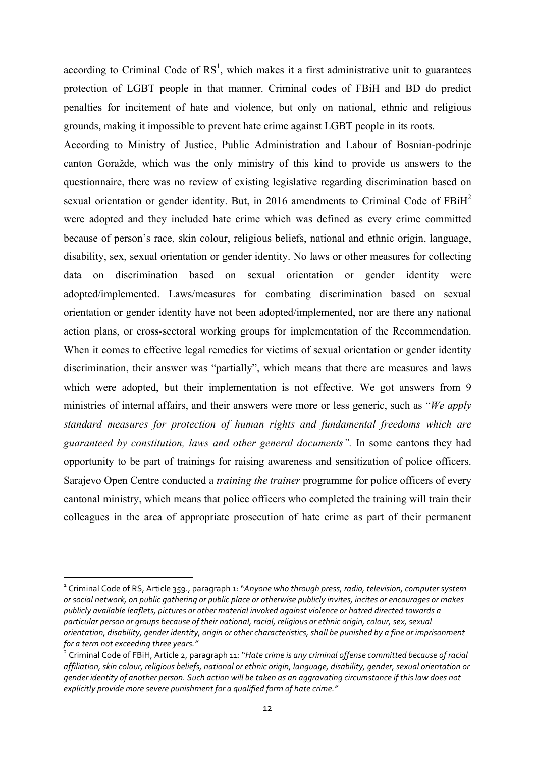according to Criminal Code of RS[1], which makes it a first administrative unit to guarantees protection of LGBT people in that manner. Criminal codes of FBiH and BD do predict penalties for incitement of hate and violence, but only on national, ethnic and religious grounds, making it impossible to prevent hate crime against LGBT people in its roots.

According to Ministry of Justice, Public Administration and Labour of Bosnian-podrinje canton Goražde, which was the only ministry of this kind to provide us answers to the questionnaire, there was no review of existing legislative regarding discrimination based on sexual orientation or gender identity. But, in 2016 amendments to Criminal Code of FBiH[2] were adopted and they included hate crime which was defined as every crime committed because of person's race, skin colour, religious beliefs, national and ethnic origin, language, disability, sex, sexual orientation or gender identity. No laws or other measures for collecting data on discrimination based on sexual orientation or gender identity were adopted/implemented. Laws/measures for combating discrimination based on sexual orientation or gender identity have not been adopted/implemented, nor are there any national action plans, or cross-sectoral working groups for implementation of the Recommendation. When it comes to effective legal remedies for victims of sexual orientation or gender identity discrimination, their answer was "partially", which means that there are measures and laws which were adopted, but their implementation is not effective. We got answers from 9 ministries of internal affairs, and their answers were more or less generic, such as "*We apply standard measures for protection of human rights and fundamental freedoms which are guaranteed by constitution, laws and other general documents".* In some cantons they had opportunity to be part of trainings for raising awareness and sensitization of police officers. Sarajevo Open Centre conducted a *training the trainer* programme for police officers of every cantonal ministry, which means that police officers who completed the training will train their colleagues in the area of appropriate prosecution of hate crime as part of their permanent

---

[1] Criminal Code of RS, Article 359., paragraph 1: "*Anyone who through press, radio, television, computer system or social network, on public gathering or public place or otherwise publicly invites, incites or encourages or makes publicly available leaflets, pictures or other material invoked against violence or hatred directed towards a particular person or groups because of their national, racial, religious or ethnic origin, colour, sex, sexual orientation, disability, gender identity, origin or other characteristics, shall be punished by a fine or imprisonment for a term not exceeding three years."*

[2] Criminal Code of FBiH, Article 2, paragraph 11: "*Hate crime is any criminal offense committed because of racial affiliation, skin colour, religious beliefs, national or ethnic origin, language, disability, gender, sexual orientation or gender identity of another person. Such action will be taken as an aggravating circumstance if this law does not explicitly provide more severe punishment for a qualified form of hate crime."*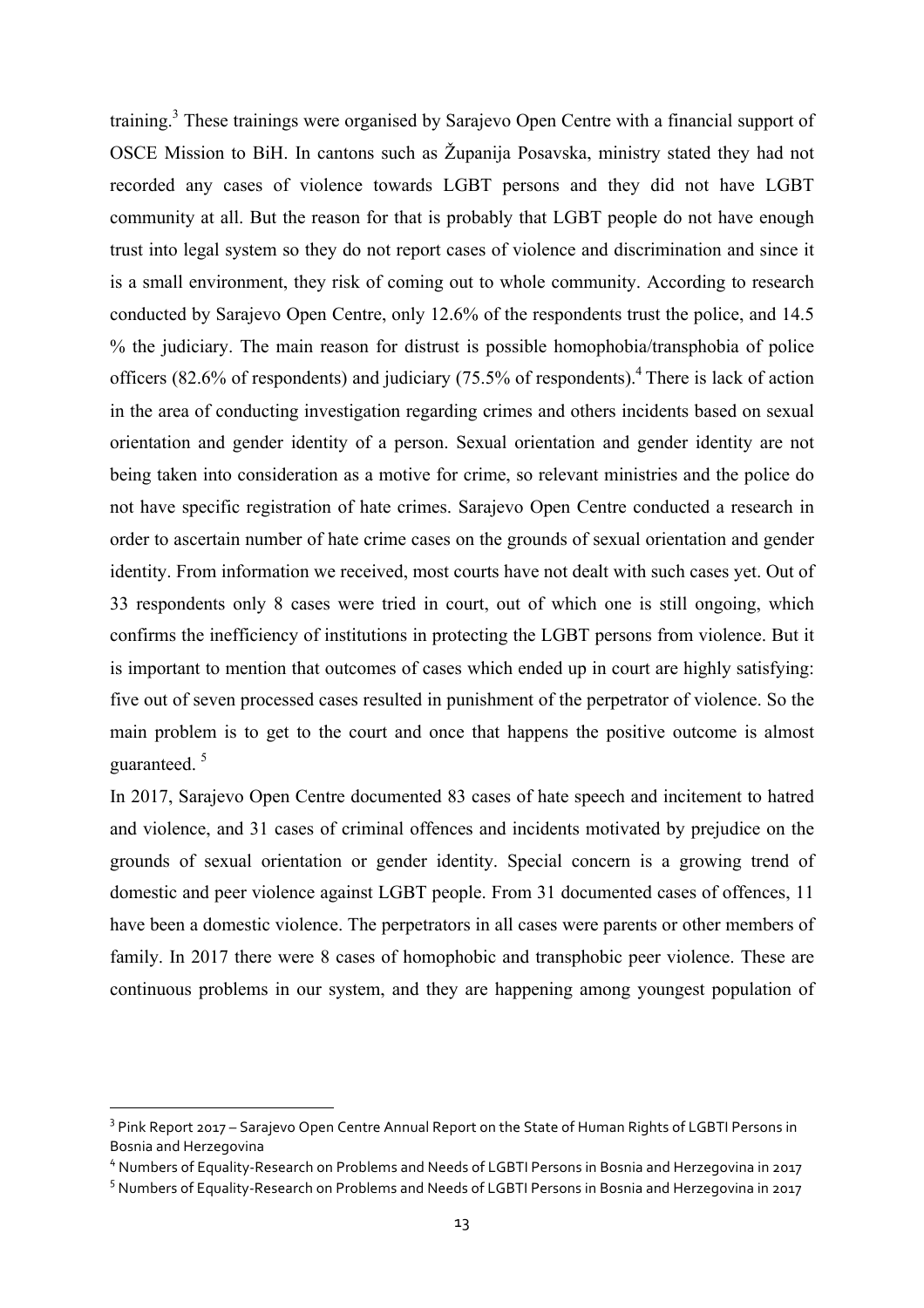training.[3] These trainings were organised by Sarajevo Open Centre with a financial support of OSCE Mission to BiH. In cantons such as Županija Posavska, ministry stated they had not recorded any cases of violence towards LGBT persons and they did not have LGBT community at all. But the reason for that is probably that LGBT people do not have enough trust into legal system so they do not report cases of violence and discrimination and since it is a small environment, they risk of coming out to whole community. According to research conducted by Sarajevo Open Centre, only 12.6% of the respondents trust the police, and 14.5 % the judiciary. The main reason for distrust is possible homophobia/transphobia of police officers (82.6% of respondents) and judiciary (75.5% of respondents).[4] There is lack of action in the area of conducting investigation regarding crimes and others incidents based on sexual orientation and gender identity of a person. Sexual orientation and gender identity are not being taken into consideration as a motive for crime, so relevant ministries and the police do not have specific registration of hate crimes. Sarajevo Open Centre conducted a research in order to ascertain number of hate crime cases on the grounds of sexual orientation and gender identity. From information we received, most courts have not dealt with such cases yet. Out of 33 respondents only 8 cases were tried in court, out of which one is still ongoing, which confirms the inefficiency of institutions in protecting the LGBT persons from violence. But it is important to mention that outcomes of cases which ended up in court are highly satisfying: five out of seven processed cases resulted in punishment of the perpetrator of violence. So the main problem is to get to the court and once that happens the positive outcome is almost guaranteed. [5]

In 2017, Sarajevo Open Centre documented 83 cases of hate speech and incitement to hatred and violence, and 31 cases of criminal offences and incidents motivated by prejudice on the grounds of sexual orientation or gender identity. Special concern is a growing trend of domestic and peer violence against LGBT people. From 31 documented cases of offences, 11 have been a domestic violence. The perpetrators in all cases were parents or other members of family. In 2017 there were 8 cases of homophobic and transphobic peer violence. These are continuous problems in our system, and they are happening among youngest population of

---

[3] Pink Report 2017 – Sarajevo Open Centre Annual Report on the State of Human Rights of LGBTI Persons in Bosnia and Herzegovina

[4] Numbers of Equality-Research on Problems and Needs of LGBTI Persons in Bosnia and Herzegovina in 2017

[5] Numbers of Equality-Research on Problems and Needs of LGBTI Persons in Bosnia and Herzegovina in 2017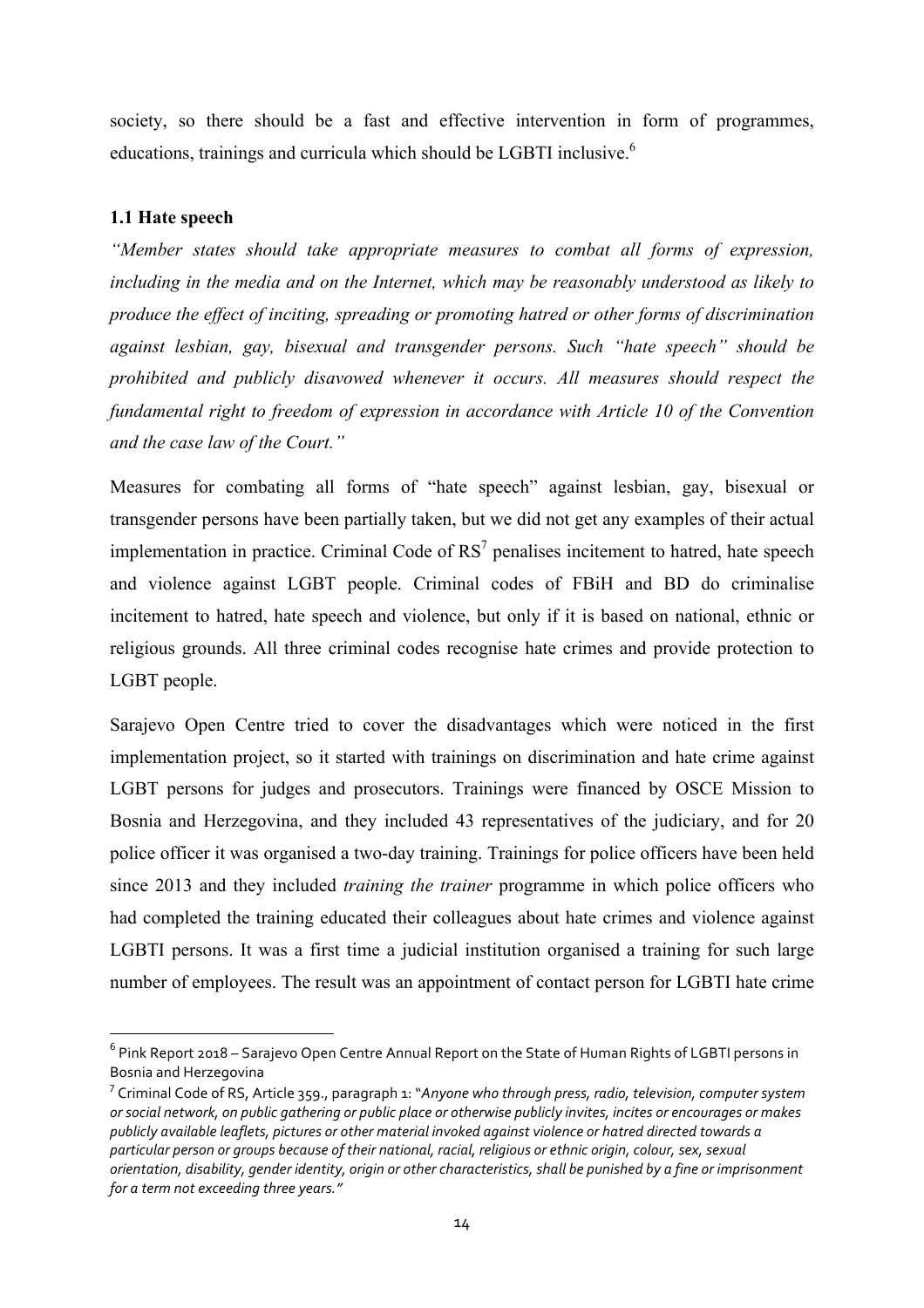society, so there should be a fast and effective intervention in form of programmes, educations, trainings and curricula which should be LGBTI inclusive.[6]

### 1.1 Hate speech

*"Member states should take appropriate measures to combat all forms of expression, including in the media and on the Internet, which may be reasonably understood as likely to produce the effect of inciting, spreading or promoting hatred or other forms of discrimination against lesbian, gay, bisexual and transgender persons. Such "hate speech" should be prohibited and publicly disavowed whenever it occurs. All measures should respect the fundamental right to freedom of expression in accordance with Article 10 of the Convention and the case law of the Court."*

Measures for combating all forms of "hate speech" against lesbian, gay, bisexual or transgender persons have been partially taken, but we did not get any examples of their actual implementation in practice. Criminal Code of RS[7] penalises incitement to hatred, hate speech and violence against LGBT people. Criminal codes of FBiH and BD do criminalise incitement to hatred, hate speech and violence, but only if it is based on national, ethnic or religious grounds. All three criminal codes recognise hate crimes and provide protection to LGBT people.

Sarajevo Open Centre tried to cover the disadvantages which were noticed in the first implementation project, so it started with trainings on discrimination and hate crime against LGBT persons for judges and prosecutors. Trainings were financed by OSCE Mission to Bosnia and Herzegovina, and they included 43 representatives of the judiciary, and for 20 police officer it was organised a two-day training. Trainings for police officers have been held since 2013 and they included *training the trainer* programme in which police officers who had completed the training educated their colleagues about hate crimes and violence against LGBTI persons. It was a first time a judicial institution organised a training for such large number of employees. The result was an appointment of contact person for LGBTI hate crime

---

[6] Pink Report 2018 – Sarajevo Open Centre Annual Report on the State of Human Rights of LGBTI persons in Bosnia and Herzegovina

[7] Criminal Code of RS, Article 359., paragraph 1: "*Anyone who through press, radio, television, computer system or social network, on public gathering or public place or otherwise publicly invites, incites or encourages or makes publicly available leaflets, pictures or other material invoked against violence or hatred directed towards a particular person or groups because of their national, racial, religious or ethnic origin, colour, sex, sexual orientation, disability, gender identity, origin or other characteristics, shall be punished by a fine or imprisonment for a term not exceeding three years.*"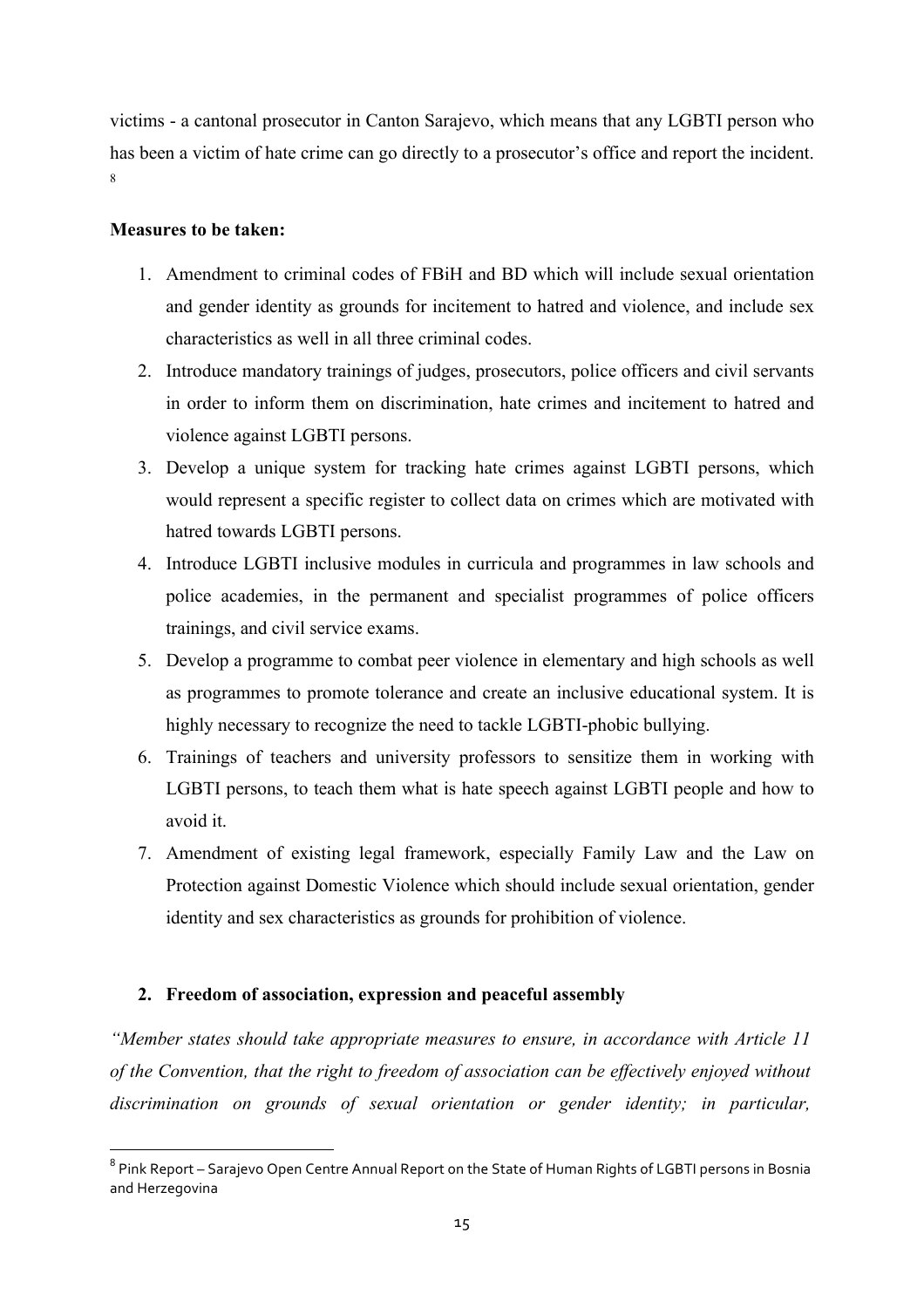victims - a cantonal prosecutor in Canton Sarajevo, which means that any LGBTI person who has been a victim of hate crime can go directly to a prosecutor's office and report the incident. [8]

**Measures to be taken:**

1. Amendment to criminal codes of FBiH and BD which will include sexual orientation and gender identity as grounds for incitement to hatred and violence, and include sex characteristics as well in all three criminal codes.
2. Introduce mandatory trainings of judges, prosecutors, police officers and civil servants in order to inform them on discrimination, hate crimes and incitement to hatred and violence against LGBTI persons.
3. Develop a unique system for tracking hate crimes against LGBTI persons, which would represent a specific register to collect data on crimes which are motivated with hatred towards LGBTI persons.
4. Introduce LGBTI inclusive modules in curricula and programmes in law schools and police academies, in the permanent and specialist programmes of police officers trainings, and civil service exams.
5. Develop a programme to combat peer violence in elementary and high schools as well as programmes to promote tolerance and create an inclusive educational system. It is highly necessary to recognize the need to tackle LGBTI-phobic bullying.
6. Trainings of teachers and university professors to sensitize them in working with LGBTI persons, to teach them what is hate speech against LGBTI people and how to avoid it.
7. Amendment of existing legal framework, especially Family Law and the Law on Protection against Domestic Violence which should include sexual orientation, gender identity and sex characteristics as grounds for prohibition of violence.

## 2. Freedom of association, expression and peaceful assembly

*"Member states should take appropriate measures to ensure, in accordance with Article 11 of the Convention, that the right to freedom of association can be effectively enjoyed without discrimination on grounds of sexual orientation or gender identity; in particular,*

---

[8] Pink Report – Sarajevo Open Centre Annual Report on the State of Human Rights of LGBTI persons in Bosnia and Herzegovina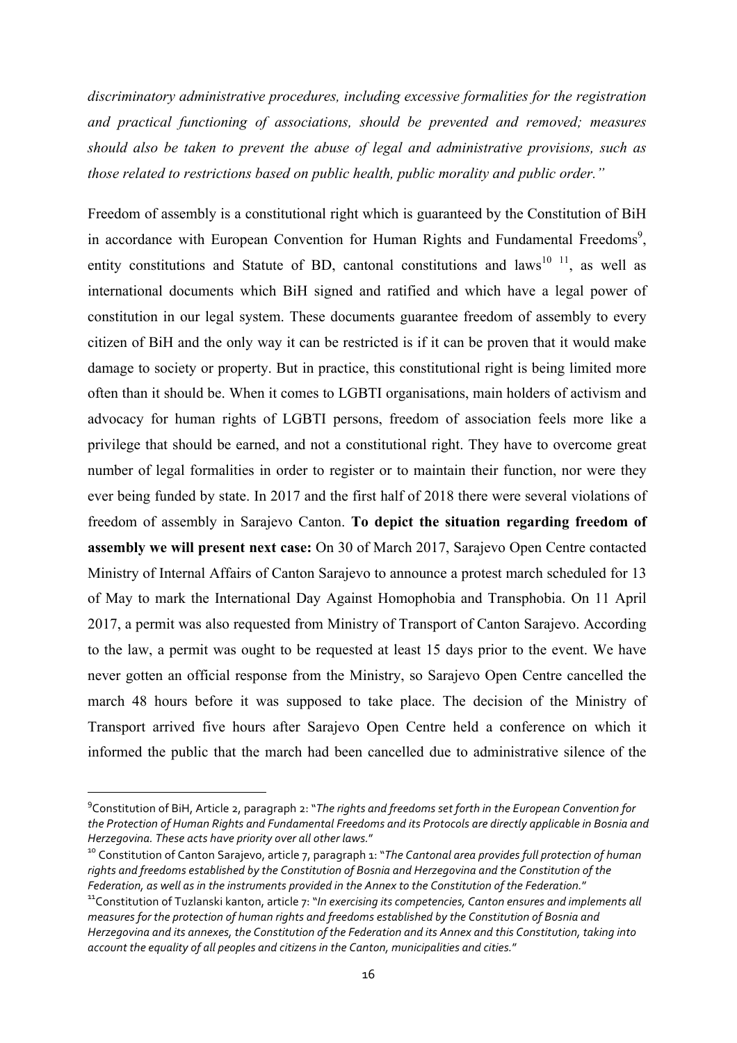*discriminatory administrative procedures, including excessive formalities for the registration and practical functioning of associations, should be prevented and removed; measures should also be taken to prevent the abuse of legal and administrative provisions, such as those related to restrictions based on public health, public morality and public order."*

Freedom of assembly is a constitutional right which is guaranteed by the Constitution of BiH in accordance with European Convention for Human Rights and Fundamental Freedoms[9], entity constitutions and Statute of BD, cantonal constitutions and laws[10] [11], as well as international documents which BiH signed and ratified and which have a legal power of constitution in our legal system. These documents guarantee freedom of assembly to every citizen of BiH and the only way it can be restricted is if it can be proven that it would make damage to society or property. But in practice, this constitutional right is being limited more often than it should be. When it comes to LGBTI organisations, main holders of activism and advocacy for human rights of LGBTI persons, freedom of association feels more like a privilege that should be earned, and not a constitutional right. They have to overcome great number of legal formalities in order to register or to maintain their function, nor were they ever being funded by state. In 2017 and the first half of 2018 there were several violations of freedom of assembly in Sarajevo Canton. **To depict the situation regarding freedom of assembly we will present next case:** On 30 of March 2017, Sarajevo Open Centre contacted Ministry of Internal Affairs of Canton Sarajevo to announce a protest march scheduled for 13 of May to mark the International Day Against Homophobia and Transphobia. On 11 April 2017, a permit was also requested from Ministry of Transport of Canton Sarajevo. According to the law, a permit was ought to be requested at least 15 days prior to the event. We have never gotten an official response from the Ministry, so Sarajevo Open Centre cancelled the march 48 hours before it was supposed to take place. The decision of the Ministry of Transport arrived five hours after Sarajevo Open Centre held a conference on which it informed the public that the march had been cancelled due to administrative silence of the

---

[9] Constitution of BiH, Article 2, paragraph 2: "*The rights and freedoms set forth in the European Convention for the Protection of Human Rights and Fundamental Freedoms and its Protocols are directly applicable in Bosnia and Herzegovina. These acts have priority over all other laws.*"

[10] Constitution of Canton Sarajevo, article 7, paragraph 1: "*The Cantonal area provides full protection of human rights and freedoms established by the Constitution of Bosnia and Herzegovina and the Constitution of the Federation, as well as in the instruments provided in the Annex to the Constitution of the Federation.*"

[11] Constitution of Tuzlanski kanton, article 7: "*In exercising its competencies, Canton ensures and implements all measures for the protection of human rights and freedoms established by the Constitution of Bosnia and Herzegovina and its annexes, the Constitution of the Federation and its Annex and this Constitution, taking into account the equality of all peoples and citizens in the Canton, municipalities and cities.*"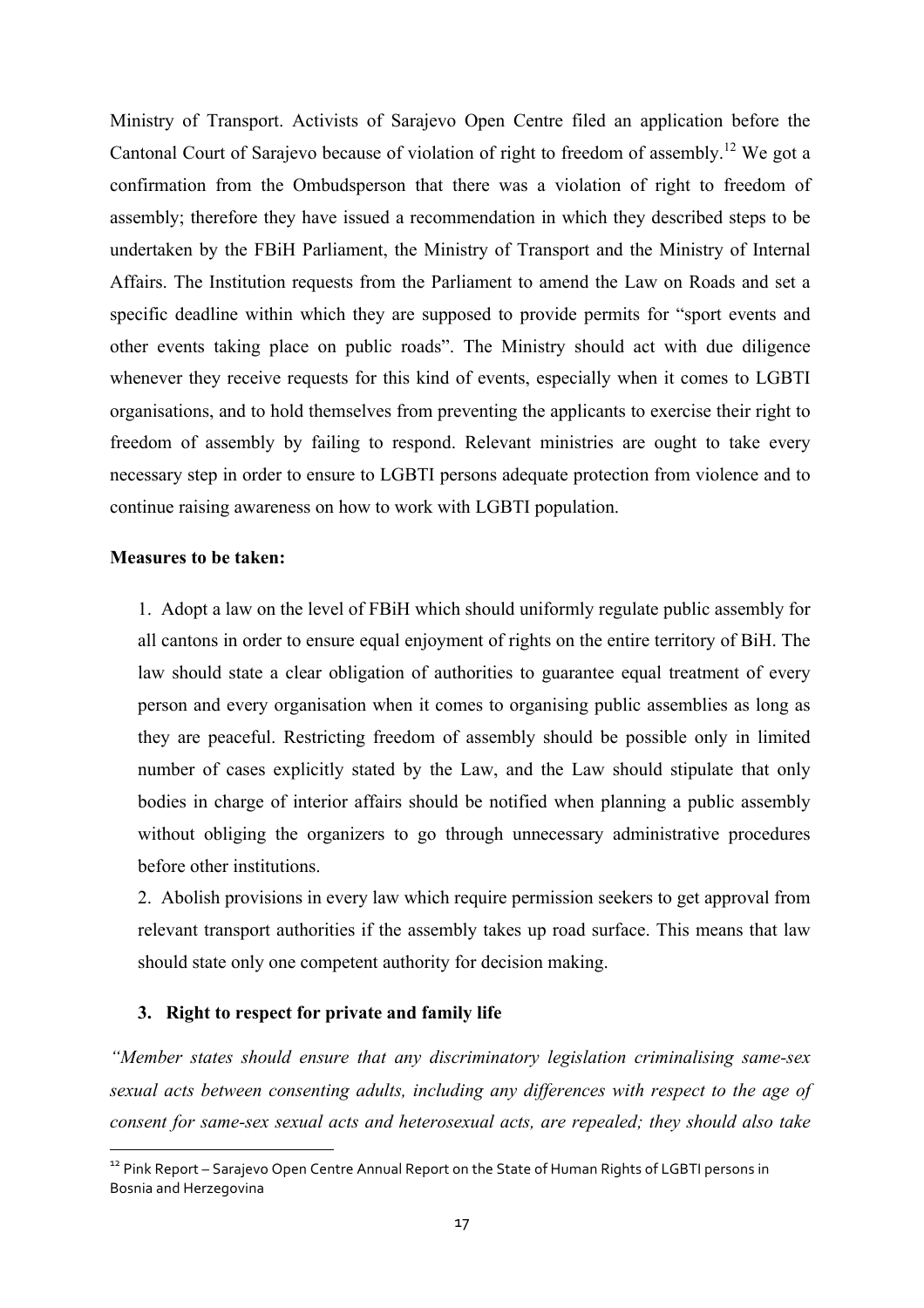Ministry of Transport. Activists of Sarajevo Open Centre filed an application before the Cantonal Court of Sarajevo because of violation of right to freedom of assembly.[12] We got a confirmation from the Ombudsperson that there was a violation of right to freedom of assembly; therefore they have issued a recommendation in which they described steps to be undertaken by the FBiH Parliament, the Ministry of Transport and the Ministry of Internal Affairs. The Institution requests from the Parliament to amend the Law on Roads and set a specific deadline within which they are supposed to provide permits for "sport events and other events taking place on public roads". The Ministry should act with due diligence whenever they receive requests for this kind of events, especially when it comes to LGBTI organisations, and to hold themselves from preventing the applicants to exercise their right to freedom of assembly by failing to respond. Relevant ministries are ought to take every necessary step in order to ensure to LGBTI persons adequate protection from violence and to continue raising awareness on how to work with LGBTI population.

**Measures to be taken:**

1. Adopt a law on the level of FBiH which should uniformly regulate public assembly for all cantons in order to ensure equal enjoyment of rights on the entire territory of BiH. The law should state a clear obligation of authorities to guarantee equal treatment of every person and every organisation when it comes to organising public assemblies as long as they are peaceful. Restricting freedom of assembly should be possible only in limited number of cases explicitly stated by the Law, and the Law should stipulate that only bodies in charge of interior affairs should be notified when planning a public assembly without obliging the organizers to go through unnecessary administrative procedures before other institutions.
2. Abolish provisions in every law which require permission seekers to get approval from relevant transport authorities if the assembly takes up road surface. This means that law should state only one competent authority for decision making.

### 3. Right to respect for private and family life

*"Member states should ensure that any discriminatory legislation criminalising same-sex sexual acts between consenting adults, including any differences with respect to the age of consent for same-sex sexual acts and heterosexual acts, are repealed; they should also take*

[12] Pink Report – Sarajevo Open Centre Annual Report on the State of Human Rights of LGBTI persons in Bosnia and Herzegovina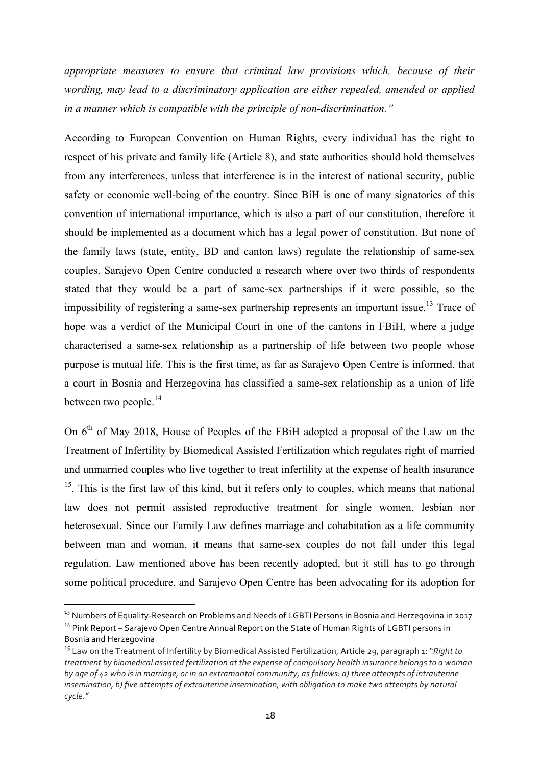*appropriate measures to ensure that criminal law provisions which, because of their wording, may lead to a discriminatory application are either repealed, amended or applied in a manner which is compatible with the principle of non-discrimination."*

According to European Convention on Human Rights, every individual has the right to respect of his private and family life (Article 8), and state authorities should hold themselves from any interferences, unless that interference is in the interest of national security, public safety or economic well-being of the country. Since BiH is one of many signatories of this convention of international importance, which is also a part of our constitution, therefore it should be implemented as a document which has a legal power of constitution. But none of the family laws (state, entity, BD and canton laws) regulate the relationship of same-sex couples. Sarajevo Open Centre conducted a research where over two thirds of respondents stated that they would be a part of same-sex partnerships if it were possible, so the impossibility of registering a same-sex partnership represents an important issue.[13] Trace of hope was a verdict of the Municipal Court in one of the cantons in FBiH, where a judge characterised a same-sex relationship as a partnership of life between two people whose purpose is mutual life. This is the first time, as far as Sarajevo Open Centre is informed, that a court in Bosnia and Herzegovina has classified a same-sex relationship as a union of life between two people.[14]

On 6th of May 2018, House of Peoples of the FBiH adopted a proposal of the Law on the Treatment of Infertility by Biomedical Assisted Fertilization which regulates right of married and unmarried couples who live together to treat infertility at the expense of health insurance [15]. This is the first law of this kind, but it refers only to couples, which means that national law does not permit assisted reproductive treatment for single women, lesbian nor heterosexual. Since our Family Law defines marriage and cohabitation as a life community between man and woman, it means that same-sex couples do not fall under this legal regulation. Law mentioned above has been recently adopted, but it still has to go through some political procedure, and Sarajevo Open Centre has been advocating for its adoption for

---

[13] Numbers of Equality-Research on Problems and Needs of LGBTI Persons in Bosnia and Herzegovina in 2017

[14] Pink Report – Sarajevo Open Centre Annual Report on the State of Human Rights of LGBTI persons in Bosnia and Herzegovina

[15] Law on the Treatment of Infertility by Biomedical Assisted Fertilization, Article 29, paragraph 1: "*Right to treatment by biomedical assisted fertilization at the expense of compulsory health insurance belongs to a woman by age of 42 who is in marriage, or in an extramarital community, as follows: a) three attempts of intrauterine insemination, b) five attempts of extrauterine insemination, with obligation to make two attempts by natural cycle."*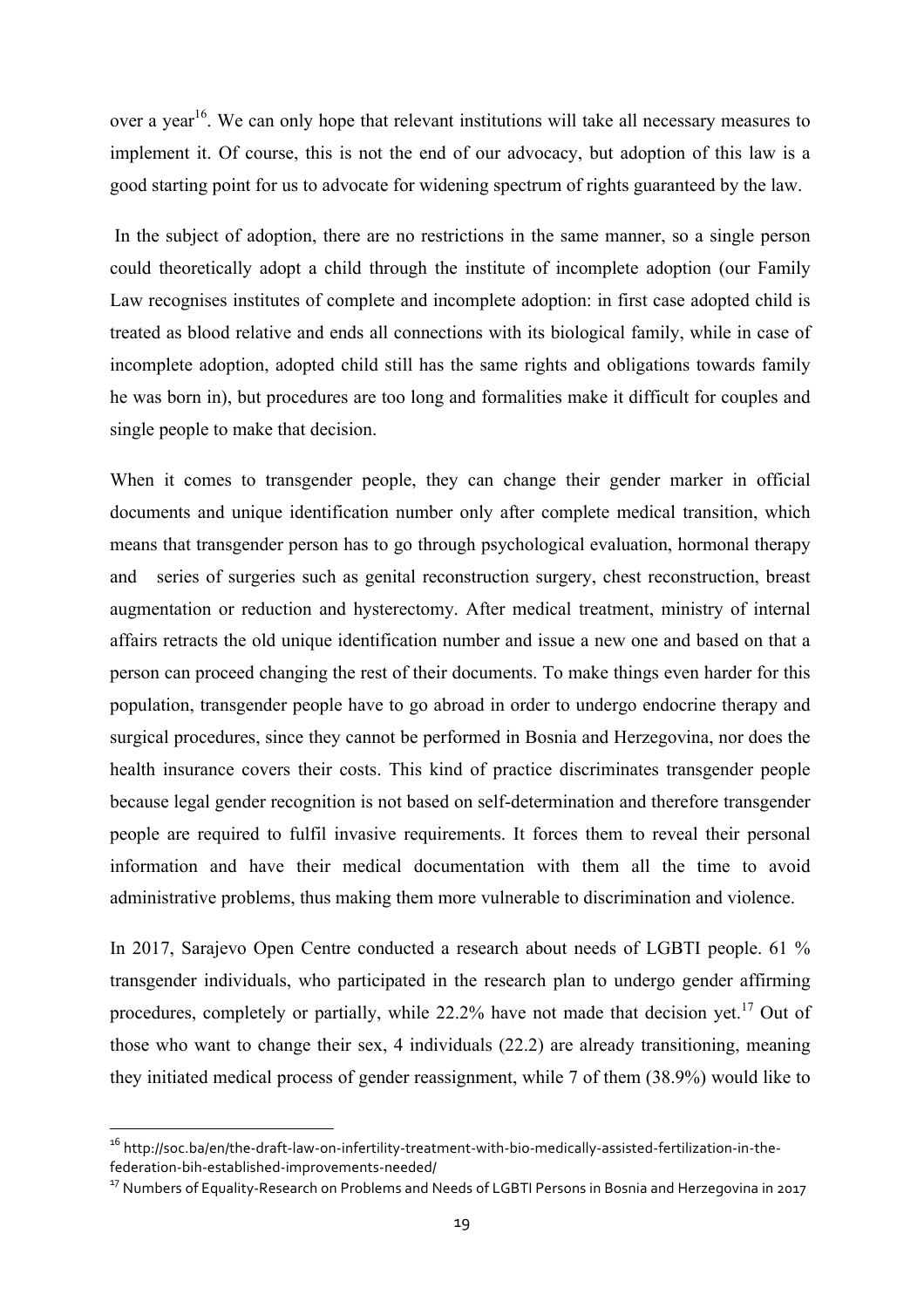over a year[16]. We can only hope that relevant institutions will take all necessary measures to implement it. Of course, this is not the end of our advocacy, but adoption of this law is a good starting point for us to advocate for widening spectrum of rights guaranteed by the law.

In the subject of adoption, there are no restrictions in the same manner, so a single person could theoretically adopt a child through the institute of incomplete adoption (our Family Law recognises institutes of complete and incomplete adoption: in first case adopted child is treated as blood relative and ends all connections with its biological family, while in case of incomplete adoption, adopted child still has the same rights and obligations towards family he was born in), but procedures are too long and formalities make it difficult for couples and single people to make that decision.

When it comes to transgender people, they can change their gender marker in official documents and unique identification number only after complete medical transition, which means that transgender person has to go through psychological evaluation, hormonal therapy and series of surgeries such as genital reconstruction surgery, chest reconstruction, breast augmentation or reduction and hysterectomy. After medical treatment, ministry of internal affairs retracts the old unique identification number and issue a new one and based on that a person can proceed changing the rest of their documents. To make things even harder for this population, transgender people have to go abroad in order to undergo endocrine therapy and surgical procedures, since they cannot be performed in Bosnia and Herzegovina, nor does the health insurance covers their costs. This kind of practice discriminates transgender people because legal gender recognition is not based on self-determination and therefore transgender people are required to fulfil invasive requirements. It forces them to reveal their personal information and have their medical documentation with them all the time to avoid administrative problems, thus making them more vulnerable to discrimination and violence.

In 2017, Sarajevo Open Centre conducted a research about needs of LGBTI people. 61 % transgender individuals, who participated in the research plan to undergo gender affirming procedures, completely or partially, while 22.2% have not made that decision yet.[17] Out of those who want to change their sex, 4 individuals (22.2) are already transitioning, meaning they initiated medical process of gender reassignment, while 7 of them (38.9%) would like to

---

[16] http://soc.ba/en/the-draft-law-on-infertility-treatment-with-bio-medically-assisted-fertilization-in-the-federation-bih-established-improvements-needed/

[17] Numbers of Equality-Research on Problems and Needs of LGBTI Persons in Bosnia and Herzegovina in 2017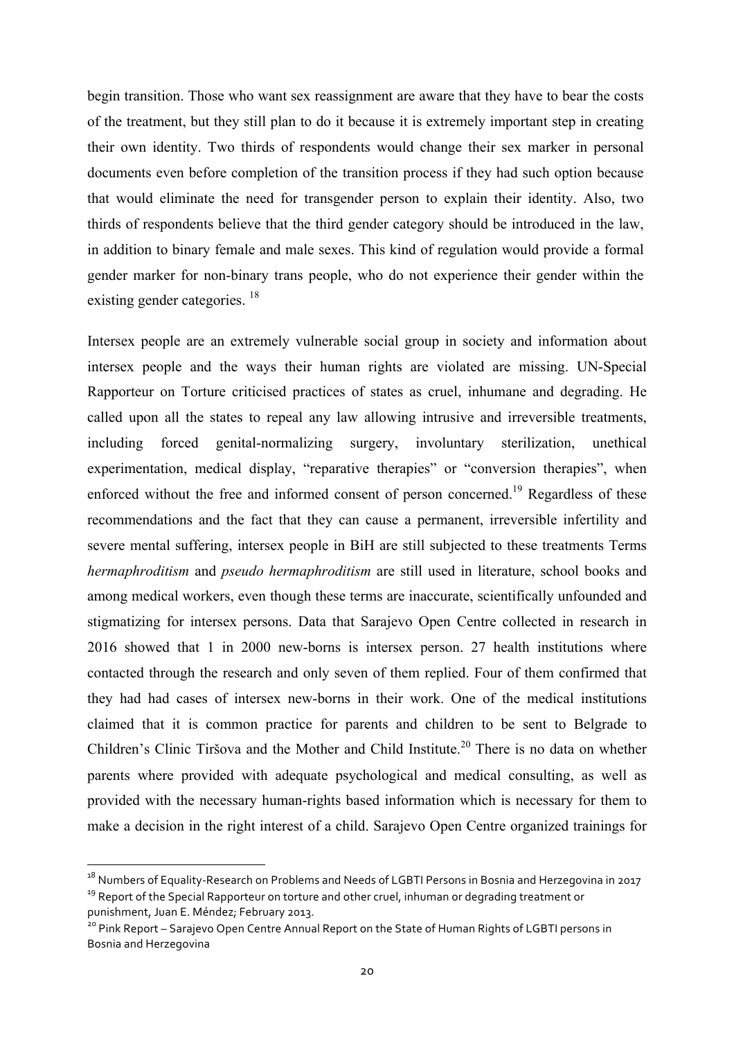begin transition. Those who want sex reassignment are aware that they have to bear the costs of the treatment, but they still plan to do it because it is extremely important step in creating their own identity. Two thirds of respondents would change their sex marker in personal documents even before completion of the transition process if they had such option because that would eliminate the need for transgender person to explain their identity. Also, two thirds of respondents believe that the third gender category should be introduced in the law, in addition to binary female and male sexes. This kind of regulation would provide a formal gender marker for non-binary trans people, who do not experience their gender within the existing gender categories. [18]

Intersex people are an extremely vulnerable social group in society and information about intersex people and the ways their human rights are violated are missing. UN-Special Rapporteur on Torture criticised practices of states as cruel, inhumane and degrading. He called upon all the states to repeal any law allowing intrusive and irreversible treatments, including forced genital-normalizing surgery, involuntary sterilization, unethical experimentation, medical display, "reparative therapies" or "conversion therapies", when enforced without the free and informed consent of person concerned.[19] Regardless of these recommendations and the fact that they can cause a permanent, irreversible infertility and severe mental suffering, intersex people in BiH are still subjected to these treatments Terms *hermaphroditism* and *pseudo hermaphroditism* are still used in literature, school books and among medical workers, even though these terms are inaccurate, scientifically unfounded and stigmatizing for intersex persons. Data that Sarajevo Open Centre collected in research in 2016 showed that 1 in 2000 new-borns is intersex person. 27 health institutions where contacted through the research and only seven of them replied. Four of them confirmed that they had had cases of intersex new-borns in their work. One of the medical institutions claimed that it is common practice for parents and children to be sent to Belgrade to Children's Clinic Tiršova and the Mother and Child Institute.[20] There is no data on whether parents where provided with adequate psychological and medical consulting, as well as provided with the necessary human-rights based information which is necessary for them to make a decision in the right interest of a child. Sarajevo Open Centre organized trainings for

---

[18] Numbers of Equality-Research on Problems and Needs of LGBTI Persons in Bosnia and Herzegovina in 2017

[19] Report of the Special Rapporteur on torture and other cruel, inhuman or degrading treatment or punishment, Juan E. Méndez; February 2013.

[20] Pink Report – Sarajevo Open Centre Annual Report on the State of Human Rights of LGBTI persons in Bosnia and Herzegovina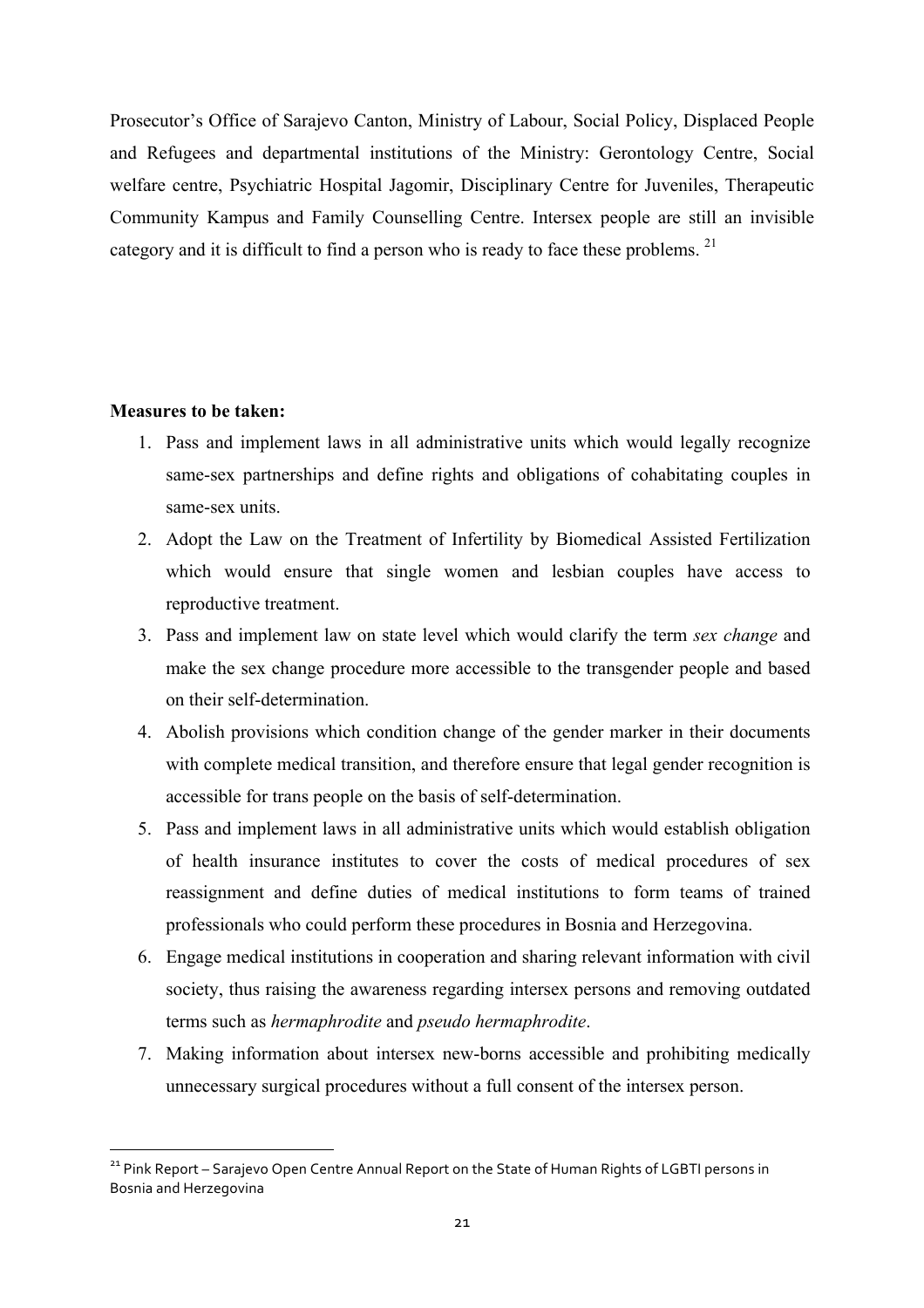Prosecutor's Office of Sarajevo Canton, Ministry of Labour, Social Policy, Displaced People and Refugees and departmental institutions of the Ministry: Gerontology Centre, Social welfare centre, Psychiatric Hospital Jagomir, Disciplinary Centre for Juveniles, Therapeutic Community Kampus and Family Counselling Centre. Intersex people are still an invisible category and it is difficult to find a person who is ready to face these problems. [21]

**Measures to be taken:**

1. Pass and implement laws in all administrative units which would legally recognize same-sex partnerships and define rights and obligations of cohabitating couples in same-sex units.
2. Adopt the Law on the Treatment of Infertility by Biomedical Assisted Fertilization which would ensure that single women and lesbian couples have access to reproductive treatment.
3. Pass and implement law on state level which would clarify the term *sex change* and make the sex change procedure more accessible to the transgender people and based on their self-determination.
4. Abolish provisions which condition change of the gender marker in their documents with complete medical transition, and therefore ensure that legal gender recognition is accessible for trans people on the basis of self-determination.
5. Pass and implement laws in all administrative units which would establish obligation of health insurance institutes to cover the costs of medical procedures of sex reassignment and define duties of medical institutions to form teams of trained professionals who could perform these procedures in Bosnia and Herzegovina.
6. Engage medical institutions in cooperation and sharing relevant information with civil society, thus raising the awareness regarding intersex persons and removing outdated terms such as *hermaphrodite* and *pseudo hermaphrodite*.
7. Making information about intersex new-borns accessible and prohibiting medically unnecessary surgical procedures without a full consent of the intersex person.

[21] Pink Report – Sarajevo Open Centre Annual Report on the State of Human Rights of LGBTI persons in Bosnia and Herzegovina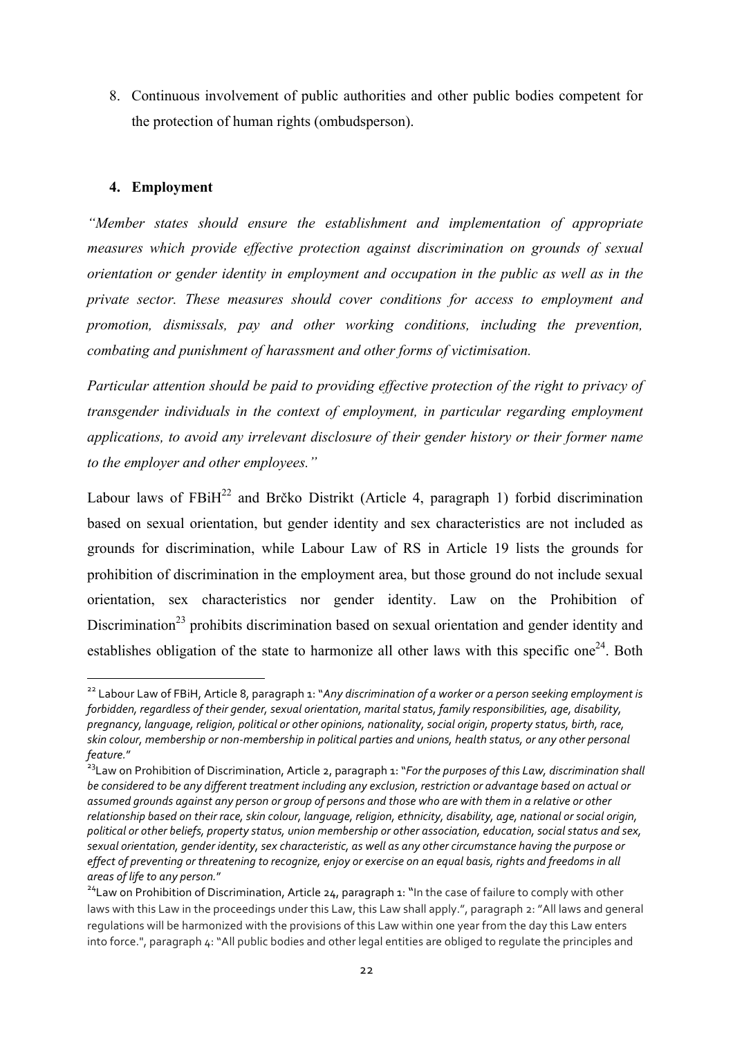8. Continuous involvement of public authorities and other public bodies competent for the protection of human rights (ombudsperson).

## 4. Employment

*"Member states should ensure the establishment and implementation of appropriate measures which provide effective protection against discrimination on grounds of sexual orientation or gender identity in employment and occupation in the public as well as in the private sector. These measures should cover conditions for access to employment and promotion, dismissals, pay and other working conditions, including the prevention, combating and punishment of harassment and other forms of victimisation.*

*Particular attention should be paid to providing effective protection of the right to privacy of transgender individuals in the context of employment, in particular regarding employment applications, to avoid any irrelevant disclosure of their gender history or their former name to the employer and other employees."*

Labour laws of FBiH[22] and Brčko Distrikt (Article 4, paragraph 1) forbid discrimination based on sexual orientation, but gender identity and sex characteristics are not included as grounds for discrimination, while Labour Law of RS in Article 19 lists the grounds for prohibition of discrimination in the employment area, but those ground do not include sexual orientation, sex characteristics nor gender identity. Law on the Prohibition of Discrimination[23] prohibits discrimination based on sexual orientation and gender identity and establishes obligation of the state to harmonize all other laws with this specific one[24]. Both

---

[22] Labour Law of FBiH, Article 8, paragraph 1: "*Any discrimination of a worker or a person seeking employment is forbidden, regardless of their gender, sexual orientation, marital status, family responsibilities, age, disability, pregnancy, language, religion, political or other opinions, nationality, social origin, property status, birth, race, skin colour, membership or non-membership in political parties and unions, health status, or any other personal feature.*"

[23] Law on Prohibition of Discrimination, Article 2, paragraph 1: "*For the purposes of this Law, discrimination shall be considered to be any different treatment including any exclusion, restriction or advantage based on actual or assumed grounds against any person or group of persons and those who are with them in a relative or other relationship based on their race, skin colour, language, religion, ethnicity, disability, age, national or social origin, political or other beliefs, property status, union membership or other association, education, social status and sex, sexual orientation, gender identity, sex characteristic, as well as any other circumstance having the purpose or effect of preventing or threatening to recognize, enjoy or exercise on an equal basis, rights and freedoms in all areas of life to any person.*"

[24] Law on Prohibition of Discrimination, Article 24, paragraph 1: "In the case of failure to comply with other laws with this Law in the proceedings under this Law, this Law shall apply.", paragraph 2: "All laws and general regulations will be harmonized with the provisions of this Law within one year from the day this Law enters into force.", paragraph 4: "All public bodies and other legal entities are obliged to regulate the principles and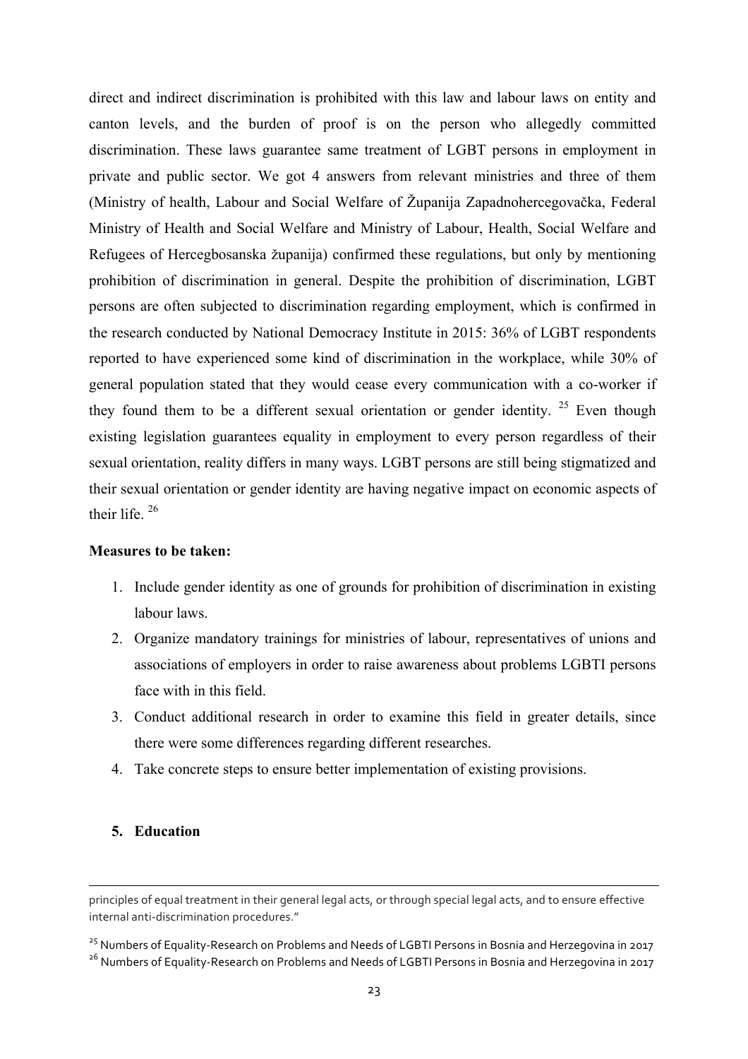direct and indirect discrimination is prohibited with this law and labour laws on entity and canton levels, and the burden of proof is on the person who allegedly committed discrimination. These laws guarantee same treatment of LGBT persons in employment in private and public sector. We got 4 answers from relevant ministries and three of them (Ministry of health, Labour and Social Welfare of Županija Zapadnohercegovačka, Federal Ministry of Health and Social Welfare and Ministry of Labour, Health, Social Welfare and Refugees of Hercegbosanska županija) confirmed these regulations, but only by mentioning prohibition of discrimination in general. Despite the prohibition of discrimination, LGBT persons are often subjected to discrimination regarding employment, which is confirmed in the research conducted by National Democracy Institute in 2015: 36% of LGBT respondents reported to have experienced some kind of discrimination in the workplace, while 30% of general population stated that they would cease every communication with a co-worker if they found them to be a different sexual orientation or gender identity. [25] Even though existing legislation guarantees equality in employment to every person regardless of their sexual orientation, reality differs in many ways. LGBT persons are still being stigmatized and their sexual orientation or gender identity are having negative impact on economic aspects of their life. [26]

**Measures to be taken:**

1. Include gender identity as one of grounds for prohibition of discrimination in existing labour laws.
2. Organize mandatory trainings for ministries of labour, representatives of unions and associations of employers in order to raise awareness about problems LGBTI persons face with in this field.
3. Conduct additional research in order to examine this field in greater details, since there were some differences regarding different researches.
4. Take concrete steps to ensure better implementation of existing provisions.

## 5. Education

---

principles of equal treatment in their general legal acts, or through special legal acts, and to ensure effective internal anti-discrimination procedures."

[25] Numbers of Equality-Research on Problems and Needs of LGBTI Persons in Bosnia and Herzegovina in 2017

[26] Numbers of Equality-Research on Problems and Needs of LGBTI Persons in Bosnia and Herzegovina in 2017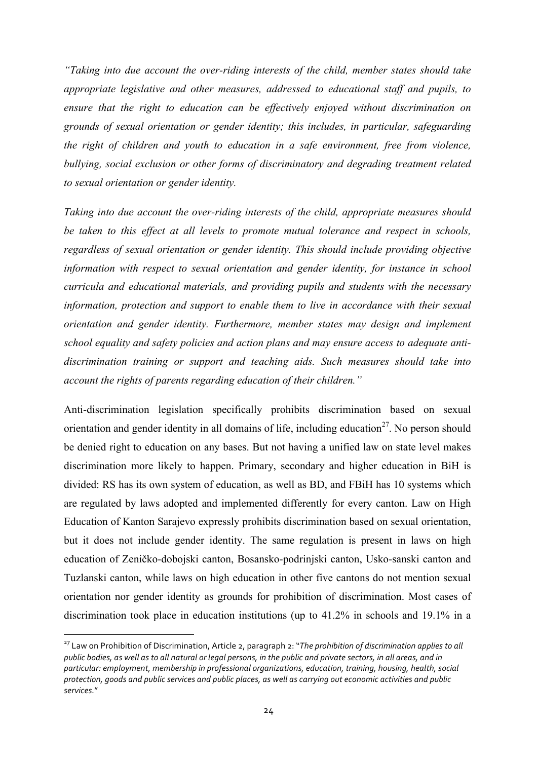*"Taking into due account the over-riding interests of the child, member states should take appropriate legislative and other measures, addressed to educational staff and pupils, to ensure that the right to education can be effectively enjoyed without discrimination on grounds of sexual orientation or gender identity; this includes, in particular, safeguarding the right of children and youth to education in a safe environment, free from violence, bullying, social exclusion or other forms of discriminatory and degrading treatment related to sexual orientation or gender identity.*

*Taking into due account the over-riding interests of the child, appropriate measures should be taken to this effect at all levels to promote mutual tolerance and respect in schools, regardless of sexual orientation or gender identity. This should include providing objective information with respect to sexual orientation and gender identity, for instance in school curricula and educational materials, and providing pupils and students with the necessary information, protection and support to enable them to live in accordance with their sexual orientation and gender identity. Furthermore, member states may design and implement school equality and safety policies and action plans and may ensure access to adequate anti-discrimination training or support and teaching aids. Such measures should take into account the rights of parents regarding education of their children."*

Anti-discrimination legislation specifically prohibits discrimination based on sexual orientation and gender identity in all domains of life, including education[27]. No person should be denied right to education on any bases. But not having a unified law on state level makes discrimination more likely to happen. Primary, secondary and higher education in BiH is divided: RS has its own system of education, as well as BD, and FBiH has 10 systems which are regulated by laws adopted and implemented differently for every canton. Law on High Education of Kanton Sarajevo expressly prohibits discrimination based on sexual orientation, but it does not include gender identity. The same regulation is present in laws on high education of Zeničko-dobojski canton, Bosansko-podrinjski canton, Usko-sanski canton and Tuzlanski canton, while laws on high education in other five cantons do not mention sexual orientation nor gender identity as grounds for prohibition of discrimination. Most cases of discrimination took place in education institutions (up to 41.2% in schools and 19.1% in a

[27] Law on Prohibition of Discrimination, Article 2, paragraph 2: "*The prohibition of discrimination applies to all public bodies, as well as to all natural or legal persons, in the public and private sectors, in all areas, and in particular: employment, membership in professional organizations, education, training, housing, health, social protection, goods and public services and public places, as well as carrying out economic activities and public services.*"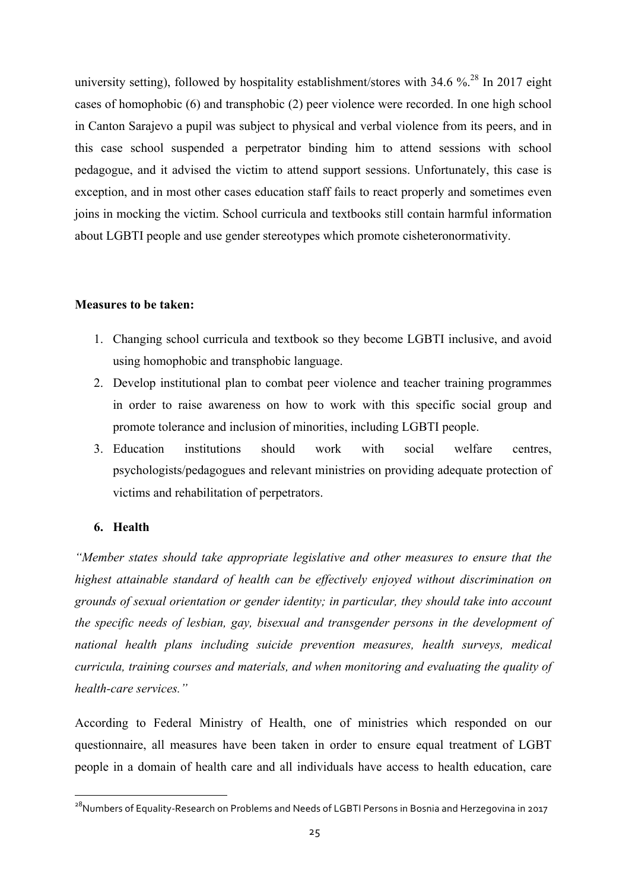university setting), followed by hospitality establishment/stores with 34.6 %.[28] In 2017 eight cases of homophobic (6) and transphobic (2) peer violence were recorded. In one high school in Canton Sarajevo a pupil was subject to physical and verbal violence from its peers, and in this case school suspended a perpetrator binding him to attend sessions with school pedagogue, and it advised the victim to attend support sessions. Unfortunately, this case is exception, and in most other cases education staff fails to react properly and sometimes even joins in mocking the victim. School curricula and textbooks still contain harmful information about LGBTI people and use gender stereotypes which promote cisheteronormativity.

**Measures to be taken:**

1. Changing school curricula and textbook so they become LGBTI inclusive, and avoid using homophobic and transphobic language.
2. Develop institutional plan to combat peer violence and teacher training programmes in order to raise awareness on how to work with this specific social group and promote tolerance and inclusion of minorities, including LGBTI people.
3. Education institutions should work with social welfare centres, psychologists/pedagogues and relevant ministries on providing adequate protection of victims and rehabilitation of perpetrators.

## 6. Health

*"Member states should take appropriate legislative and other measures to ensure that the highest attainable standard of health can be effectively enjoyed without discrimination on grounds of sexual orientation or gender identity; in particular, they should take into account the specific needs of lesbian, gay, bisexual and transgender persons in the development of national health plans including suicide prevention measures, health surveys, medical curricula, training courses and materials, and when monitoring and evaluating the quality of health-care services."*

According to Federal Ministry of Health, one of ministries which responded on our questionnaire, all measures have been taken in order to ensure equal treatment of LGBT people in a domain of health care and all individuals have access to health education, care

[28] Numbers of Equality-Research on Problems and Needs of LGBTI Persons in Bosnia and Herzegovina in 2017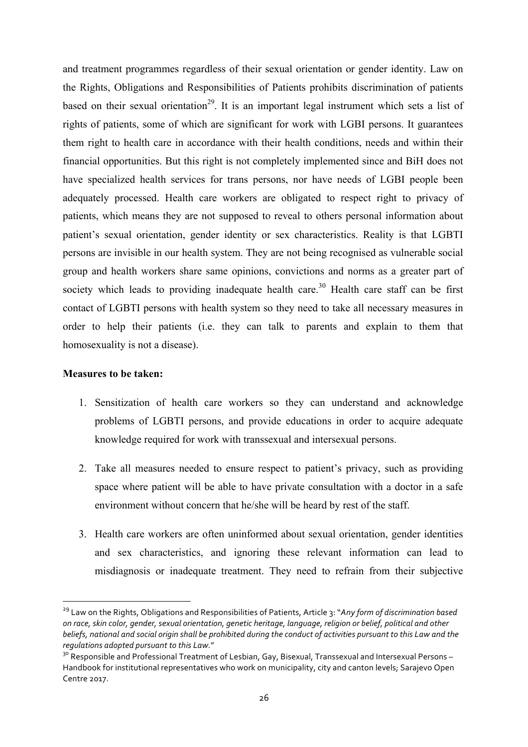and treatment programmes regardless of their sexual orientation or gender identity. Law on the Rights, Obligations and Responsibilities of Patients prohibits discrimination of patients based on their sexual orientation[29]. It is an important legal instrument which sets a list of rights of patients, some of which are significant for work with LGBI persons. It guarantees them right to health care in accordance with their health conditions, needs and within their financial opportunities. But this right is not completely implemented since and BiH does not have specialized health services for trans persons, nor have needs of LGBI people been adequately processed. Health care workers are obligated to respect right to privacy of patients, which means they are not supposed to reveal to others personal information about patient's sexual orientation, gender identity or sex characteristics. Reality is that LGBTI persons are invisible in our health system. They are not being recognised as vulnerable social group and health workers share same opinions, convictions and norms as a greater part of society which leads to providing inadequate health care.[30] Health care staff can be first contact of LGBTI persons with health system so they need to take all necessary measures in order to help their patients (i.e. they can talk to parents and explain to them that homosexuality is not a disease).

**Measures to be taken:**

1. Sensitization of health care workers so they can understand and acknowledge problems of LGBTI persons, and provide educations in order to acquire adequate knowledge required for work with transsexual and intersexual persons.

2. Take all measures needed to ensure respect to patient's privacy, such as providing space where patient will be able to have private consultation with a doctor in a safe environment without concern that he/she will be heard by rest of the staff.

3. Health care workers are often uninformed about sexual orientation, gender identities and sex characteristics, and ignoring these relevant information can lead to misdiagnosis or inadequate treatment. They need to refrain from their subjective

---

[29] Law on the Rights, Obligations and Responsibilities of Patients, Article 3: "*Any form of discrimination based on race, skin color, gender, sexual orientation, genetic heritage, language, religion or belief, political and other beliefs, national and social origin shall be prohibited during the conduct of activities pursuant to this Law and the regulations adopted pursuant to this Law.*"

[30] Responsible and Professional Treatment of Lesbian, Gay, Bisexual, Transsexual and Intersexual Persons – Handbook for institutional representatives who work on municipality, city and canton levels; Sarajevo Open Centre 2017.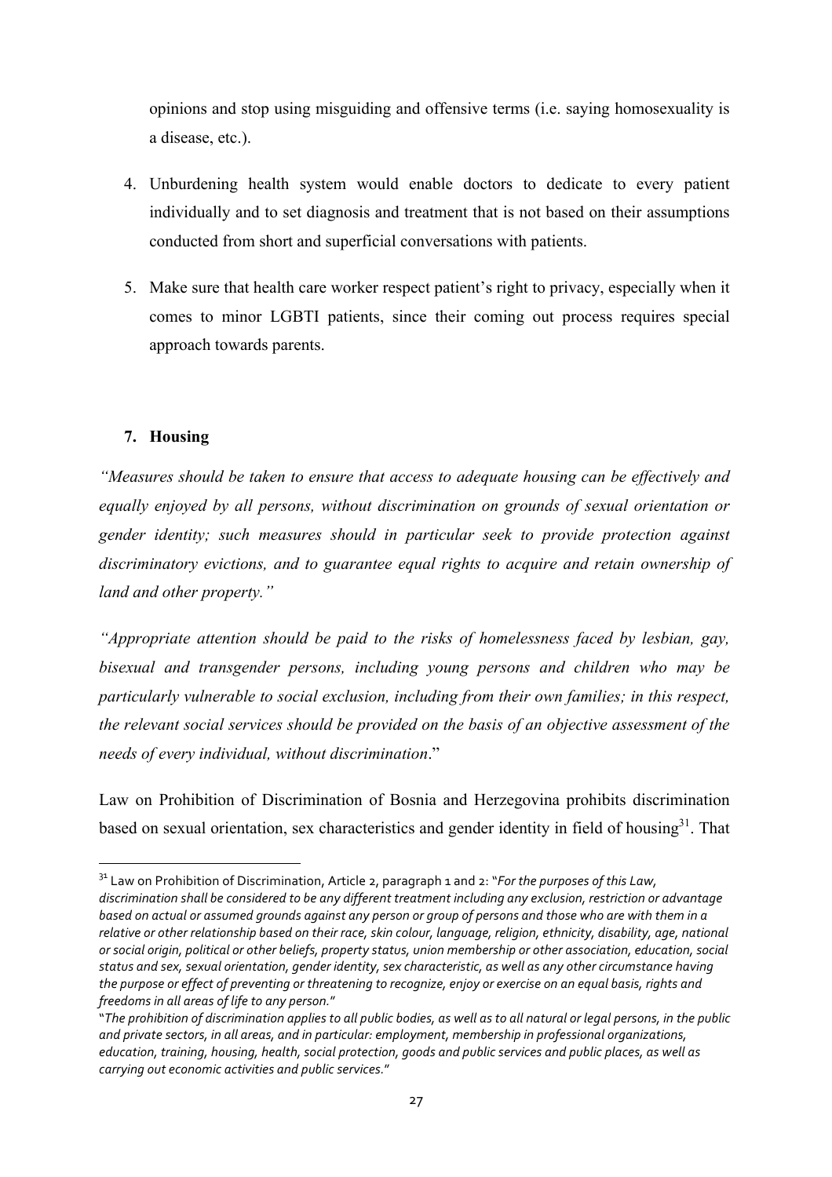opinions and stop using misguiding and offensive terms (i.e. saying homosexuality is a disease, etc.).

4. Unburdening health system would enable doctors to dedicate to every patient individually and to set diagnosis and treatment that is not based on their assumptions conducted from short and superficial conversations with patients.

5. Make sure that health care worker respect patient's right to privacy, especially when it comes to minor LGBTI patients, since their coming out process requires special approach towards parents.

## 7. Housing

*"Measures should be taken to ensure that access to adequate housing can be effectively and equally enjoyed by all persons, without discrimination on grounds of sexual orientation or gender identity; such measures should in particular seek to provide protection against discriminatory evictions, and to guarantee equal rights to acquire and retain ownership of land and other property."*

*"Appropriate attention should be paid to the risks of homelessness faced by lesbian, gay, bisexual and transgender persons, including young persons and children who may be particularly vulnerable to social exclusion, including from their own families; in this respect, the relevant social services should be provided on the basis of an objective assessment of the needs of every individual, without discrimination*."

Law on Prohibition of Discrimination of Bosnia and Herzegovina prohibits discrimination based on sexual orientation, sex characteristics and gender identity in field of housing[31]. That

---

[31] Law on Prohibition of Discrimination, Article 2, paragraph 1 and 2: "*For the purposes of this Law, discrimination shall be considered to be any different treatment including any exclusion, restriction or advantage based on actual or assumed grounds against any person or group of persons and those who are with them in a relative or other relationship based on their race, skin colour, language, religion, ethnicity, disability, age, national or social origin, political or other beliefs, property status, union membership or other association, education, social status and sex, sexual orientation, gender identity, sex characteristic, as well as any other circumstance having the purpose or effect of preventing or threatening to recognize, enjoy or exercise on an equal basis, rights and freedoms in all areas of life to any person.*"

"*The prohibition of discrimination applies to all public bodies, as well as to all natural or legal persons, in the public and private sectors, in all areas, and in particular: employment, membership in professional organizations, education, training, housing, health, social protection, goods and public services and public places, as well as carrying out economic activities and public services.*"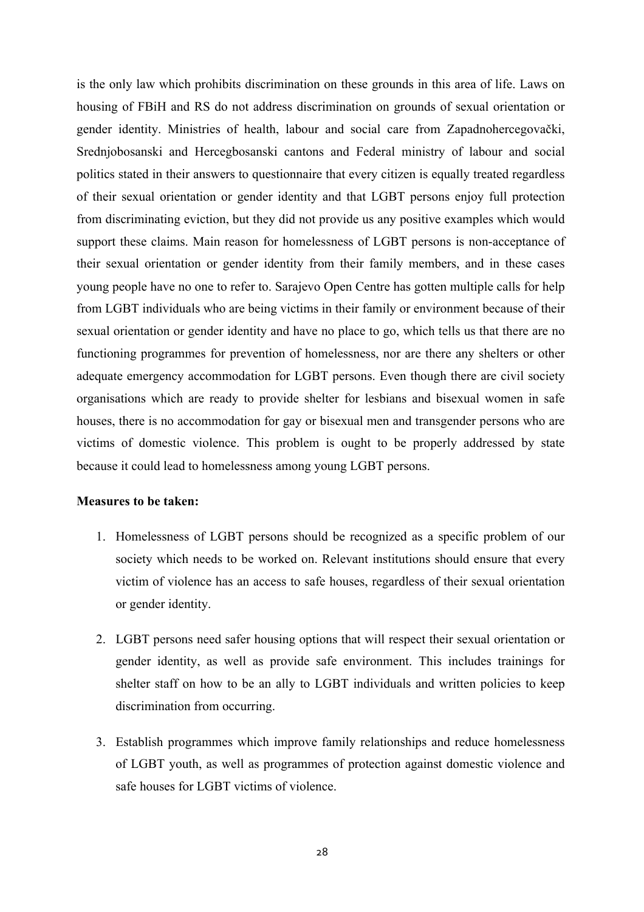is the only law which prohibits discrimination on these grounds in this area of life. Laws on housing of FBiH and RS do not address discrimination on grounds of sexual orientation or gender identity. Ministries of health, labour and social care from Zapadnohercegovački, Srednjobosanski and Hercegbosanski cantons and Federal ministry of labour and social politics stated in their answers to questionnaire that every citizen is equally treated regardless of their sexual orientation or gender identity and that LGBT persons enjoy full protection from discriminating eviction, but they did not provide us any positive examples which would support these claims. Main reason for homelessness of LGBT persons is non-acceptance of their sexual orientation or gender identity from their family members, and in these cases young people have no one to refer to. Sarajevo Open Centre has gotten multiple calls for help from LGBT individuals who are being victims in their family or environment because of their sexual orientation or gender identity and have no place to go, which tells us that there are no functioning programmes for prevention of homelessness, nor are there any shelters or other adequate emergency accommodation for LGBT persons. Even though there are civil society organisations which are ready to provide shelter for lesbians and bisexual women in safe houses, there is no accommodation for gay or bisexual men and transgender persons who are victims of domestic violence. This problem is ought to be properly addressed by state because it could lead to homelessness among young LGBT persons.

**Measures to be taken:**

1. Homelessness of LGBT persons should be recognized as a specific problem of our society which needs to be worked on. Relevant institutions should ensure that every victim of violence has an access to safe houses, regardless of their sexual orientation or gender identity.

2. LGBT persons need safer housing options that will respect their sexual orientation or gender identity, as well as provide safe environment. This includes trainings for shelter staff on how to be an ally to LGBT individuals and written policies to keep discrimination from occurring.

3. Establish programmes which improve family relationships and reduce homelessness of LGBT youth, as well as programmes of protection against domestic violence and safe houses for LGBT victims of violence.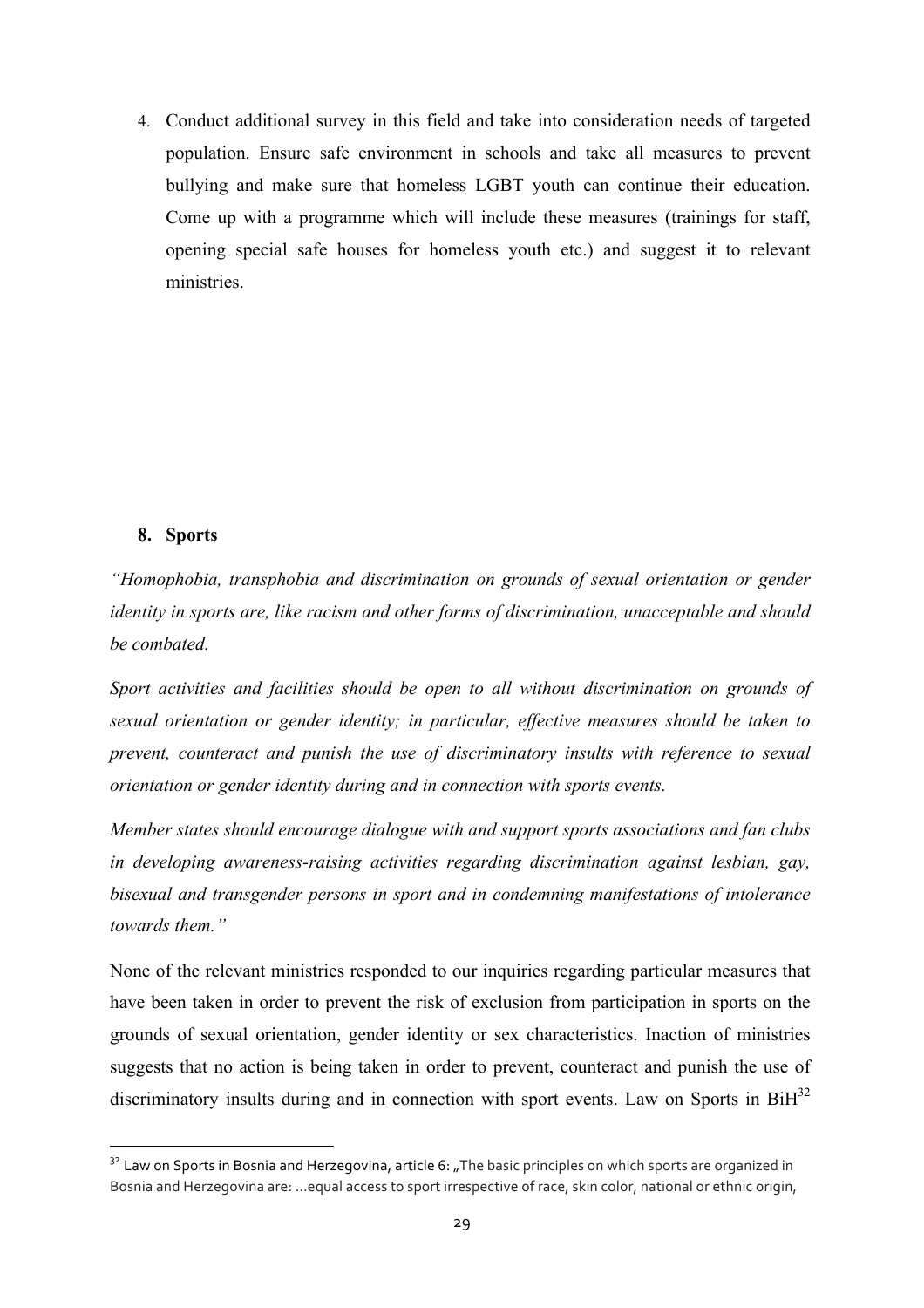4. Conduct additional survey in this field and take into consideration needs of targeted population. Ensure safe environment in schools and take all measures to prevent bullying and make sure that homeless LGBT youth can continue their education. Come up with a programme which will include these measures (trainings for staff, opening special safe houses for homeless youth etc.) and suggest it to relevant ministries.

## 8. Sports

*"Homophobia, transphobia and discrimination on grounds of sexual orientation or gender identity in sports are, like racism and other forms of discrimination, unacceptable and should be combated.*

*Sport activities and facilities should be open to all without discrimination on grounds of sexual orientation or gender identity; in particular, effective measures should be taken to prevent, counteract and punish the use of discriminatory insults with reference to sexual orientation or gender identity during and in connection with sports events.*

*Member states should encourage dialogue with and support sports associations and fan clubs in developing awareness-raising activities regarding discrimination against lesbian, gay, bisexual and transgender persons in sport and in condemning manifestations of intolerance towards them."*

None of the relevant ministries responded to our inquiries regarding particular measures that have been taken in order to prevent the risk of exclusion from participation in sports on the grounds of sexual orientation, gender identity or sex characteristics. Inaction of ministries suggests that no action is being taken in order to prevent, counteract and punish the use of discriminatory insults during and in connection with sport events. Law on Sports in BiH[32]

[32] Law on Sports in Bosnia and Herzegovina, article 6: „The basic principles on which sports are organized in Bosnia and Herzegovina are: ...equal access to sport irrespective of race, skin color, national or ethnic origin,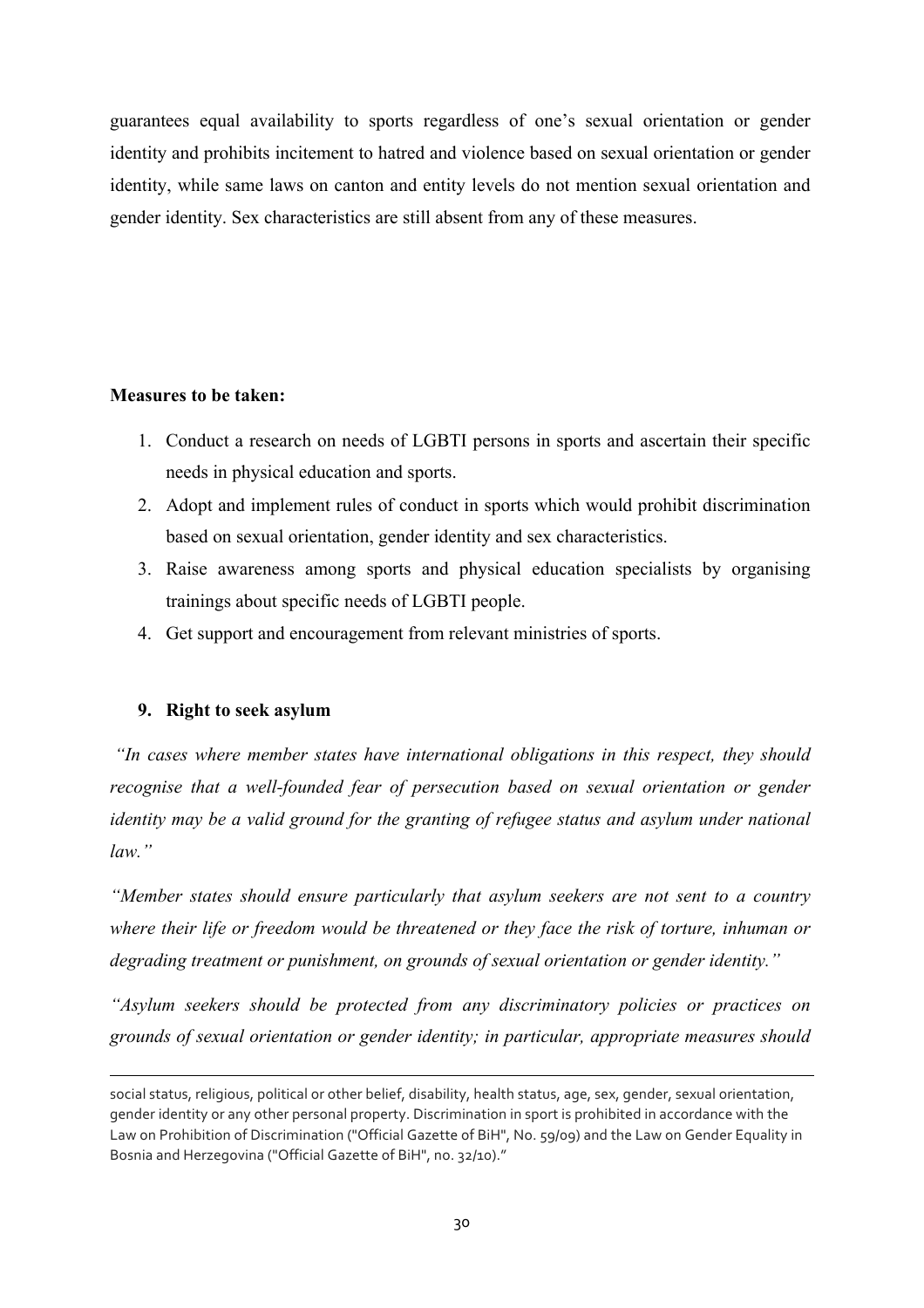guarantees equal availability to sports regardless of one's sexual orientation or gender identity and prohibits incitement to hatred and violence based on sexual orientation or gender identity, while same laws on canton and entity levels do not mention sexual orientation and gender identity. Sex characteristics are still absent from any of these measures.

**Measures to be taken:**

1. Conduct a research on needs of LGBTI persons in sports and ascertain their specific needs in physical education and sports.
2. Adopt and implement rules of conduct in sports which would prohibit discrimination based on sexual orientation, gender identity and sex characteristics.
3. Raise awareness among sports and physical education specialists by organising trainings about specific needs of LGBTI people.
4. Get support and encouragement from relevant ministries of sports.

## 9. Right to seek asylum

*"In cases where member states have international obligations in this respect, they should recognise that a well-founded fear of persecution based on sexual orientation or gender identity may be a valid ground for the granting of refugee status and asylum under national law."*

*"Member states should ensure particularly that asylum seekers are not sent to a country where their life or freedom would be threatened or they face the risk of torture, inhuman or degrading treatment or punishment, on grounds of sexual orientation or gender identity."*

*"Asylum seekers should be protected from any discriminatory policies or practices on grounds of sexual orientation or gender identity; in particular, appropriate measures should*

---

social status, religious, political or other belief, disability, health status, age, sex, gender, sexual orientation, gender identity or any other personal property. Discrimination in sport is prohibited in accordance with the Law on Prohibition of Discrimination ("Official Gazette of BiH", No. 59/09) and the Law on Gender Equality in Bosnia and Herzegovina ("Official Gazette of BiH", no. 32/10)."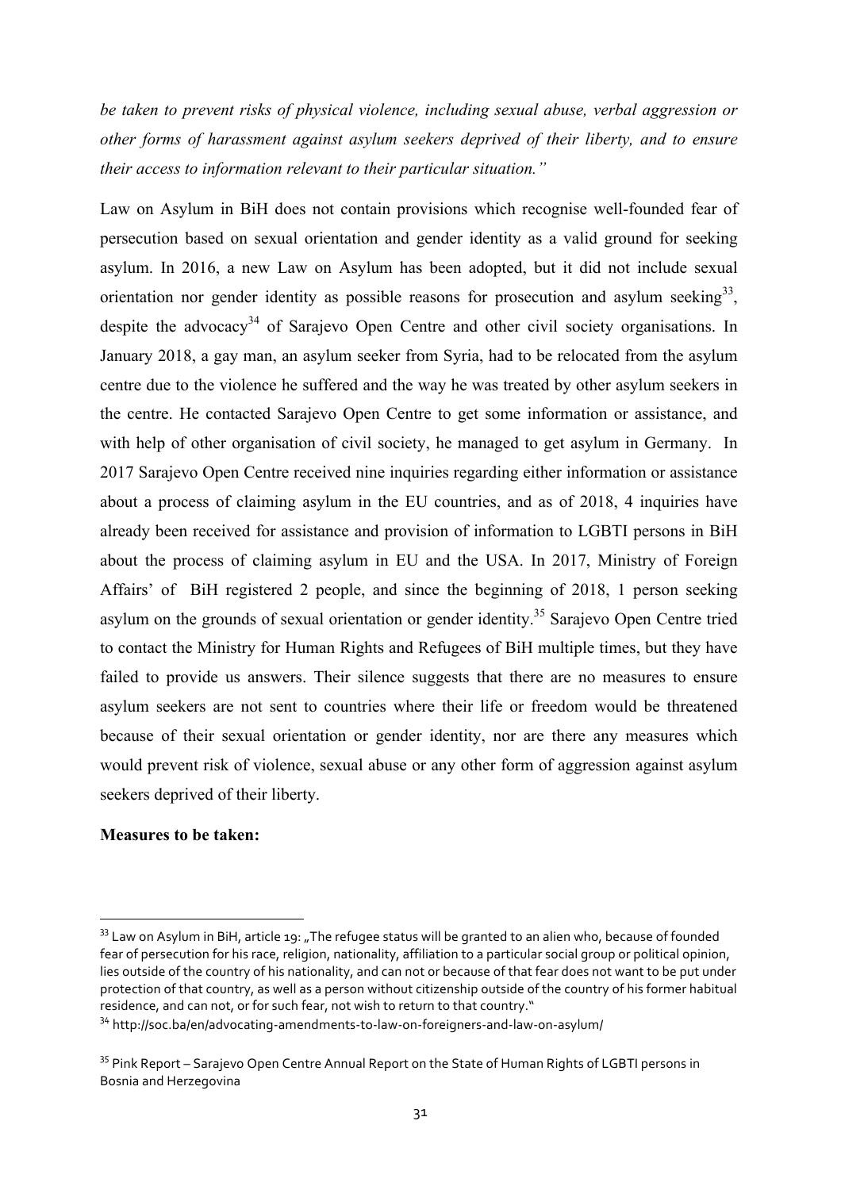*be taken to prevent risks of physical violence, including sexual abuse, verbal aggression or other forms of harassment against asylum seekers deprived of their liberty, and to ensure their access to information relevant to their particular situation."*

Law on Asylum in BiH does not contain provisions which recognise well-founded fear of persecution based on sexual orientation and gender identity as a valid ground for seeking asylum. In 2016, a new Law on Asylum has been adopted, but it did not include sexual orientation nor gender identity as possible reasons for prosecution and asylum seeking[33], despite the advocacy[34] of Sarajevo Open Centre and other civil society organisations. In January 2018, a gay man, an asylum seeker from Syria, had to be relocated from the asylum centre due to the violence he suffered and the way he was treated by other asylum seekers in the centre. He contacted Sarajevo Open Centre to get some information or assistance, and with help of other organisation of civil society, he managed to get asylum in Germany. In 2017 Sarajevo Open Centre received nine inquiries regarding either information or assistance about a process of claiming asylum in the EU countries, and as of 2018, 4 inquiries have already been received for assistance and provision of information to LGBTI persons in BiH about the process of claiming asylum in EU and the USA. In 2017, Ministry of Foreign Affairs' of BiH registered 2 people, and since the beginning of 2018, 1 person seeking asylum on the grounds of sexual orientation or gender identity.[35] Sarajevo Open Centre tried to contact the Ministry for Human Rights and Refugees of BiH multiple times, but they have failed to provide us answers. Their silence suggests that there are no measures to ensure asylum seekers are not sent to countries where their life or freedom would be threatened because of their sexual orientation or gender identity, nor are there any measures which would prevent risk of violence, sexual abuse or any other form of aggression against asylum seekers deprived of their liberty.

**Measures to be taken:**

---

[33] Law on Asylum in BiH, article 19: „The refugee status will be granted to an alien who, because of founded fear of persecution for his race, religion, nationality, affiliation to a particular social group or political opinion, lies outside of the country of his nationality, and can not or because of that fear does not want to be put under protection of that country, as well as a person without citizenship outside of the country of his former habitual residence, and can not, or for such fear, not wish to return to that country."

[34] http://soc.ba/en/advocating-amendments-to-law-on-foreigners-and-law-on-asylum/

[35] Pink Report – Sarajevo Open Centre Annual Report on the State of Human Rights of LGBTI persons in Bosnia and Herzegovina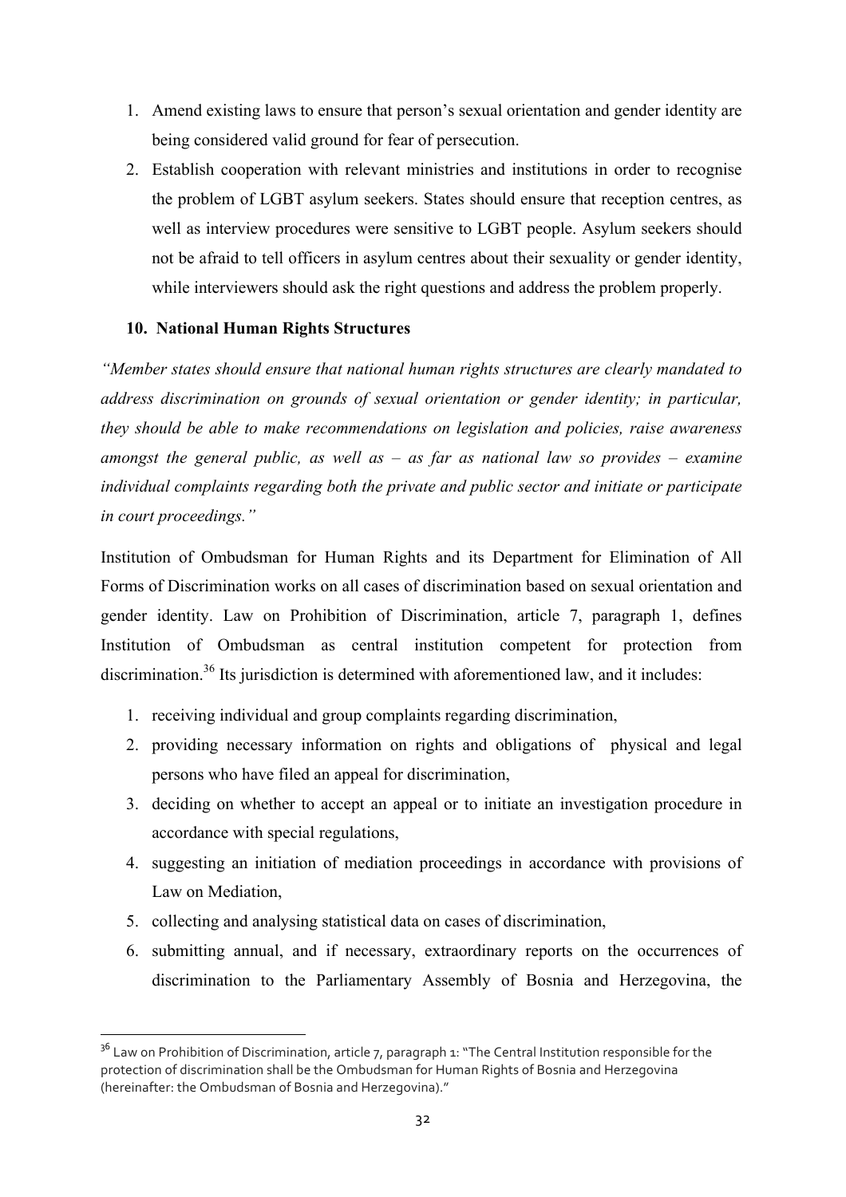1. Amend existing laws to ensure that person's sexual orientation and gender identity are being considered valid ground for fear of persecution.
2. Establish cooperation with relevant ministries and institutions in order to recognise the problem of LGBT asylum seekers. States should ensure that reception centres, as well as interview procedures were sensitive to LGBT people. Asylum seekers should not be afraid to tell officers in asylum centres about their sexuality or gender identity, while interviewers should ask the right questions and address the problem properly.

### 10. National Human Rights Structures

*"Member states should ensure that national human rights structures are clearly mandated to address discrimination on grounds of sexual orientation or gender identity; in particular, they should be able to make recommendations on legislation and policies, raise awareness amongst the general public, as well as – as far as national law so provides – examine individual complaints regarding both the private and public sector and initiate or participate in court proceedings."*

Institution of Ombudsman for Human Rights and its Department for Elimination of All Forms of Discrimination works on all cases of discrimination based on sexual orientation and gender identity. Law on Prohibition of Discrimination, article 7, paragraph 1, defines Institution of Ombudsman as central institution competent for protection from discrimination.[36] Its jurisdiction is determined with aforementioned law, and it includes:

1. receiving individual and group complaints regarding discrimination,
2. providing necessary information on rights and obligations of physical and legal persons who have filed an appeal for discrimination,
3. deciding on whether to accept an appeal or to initiate an investigation procedure in accordance with special regulations,
4. suggesting an initiation of mediation proceedings in accordance with provisions of Law on Mediation,
5. collecting and analysing statistical data on cases of discrimination,
6. submitting annual, and if necessary, extraordinary reports on the occurrences of discrimination to the Parliamentary Assembly of Bosnia and Herzegovina, the

[36] Law on Prohibition of Discrimination, article 7, paragraph 1: "The Central Institution responsible for the protection of discrimination shall be the Ombudsman for Human Rights of Bosnia and Herzegovina (hereinafter: the Ombudsman of Bosnia and Herzegovina)."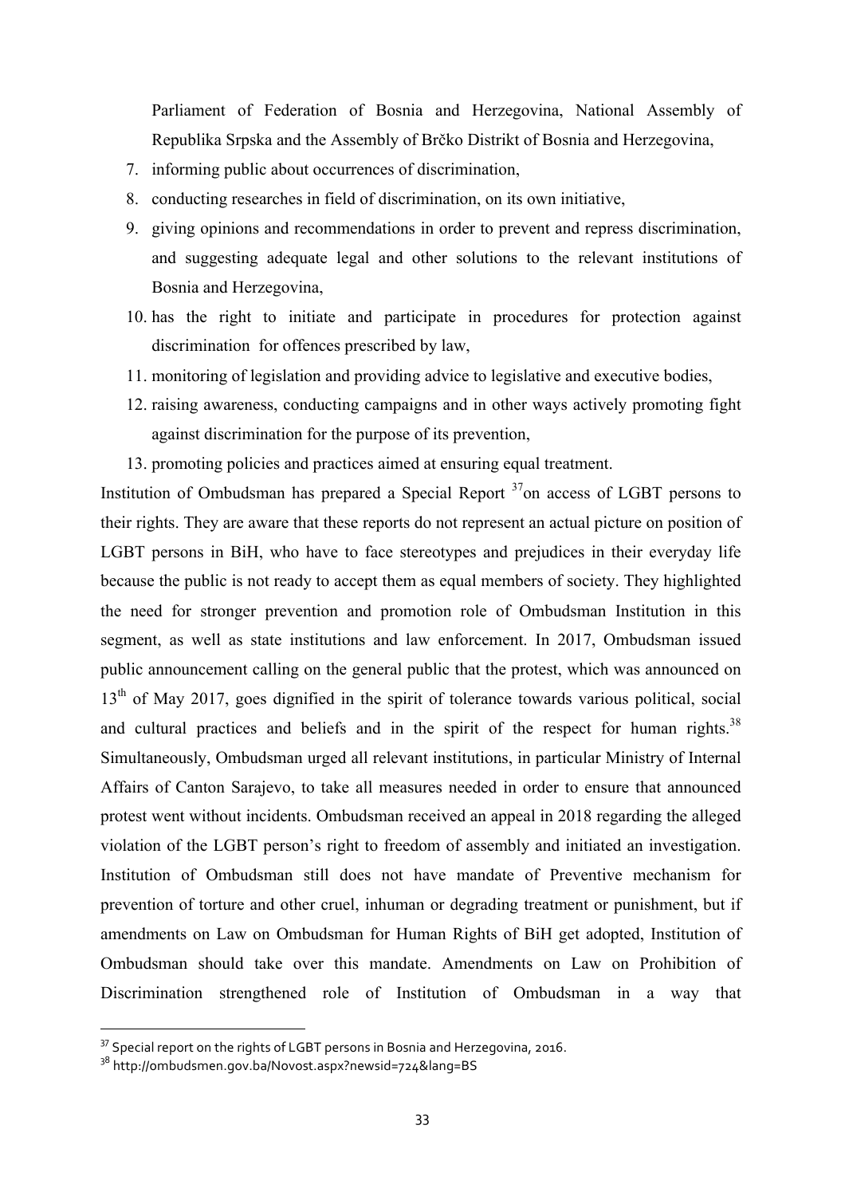Parliament of Federation of Bosnia and Herzegovina, National Assembly of Republika Srpska and the Assembly of Brčko Distrikt of Bosnia and Herzegovina,

7. informing public about occurrences of discrimination,
8. conducting researches in field of discrimination, on its own initiative,
9. giving opinions and recommendations in order to prevent and repress discrimination, and suggesting adequate legal and other solutions to the relevant institutions of Bosnia and Herzegovina,
10. has the right to initiate and participate in procedures for protection against discrimination for offences prescribed by law,
11. monitoring of legislation and providing advice to legislative and executive bodies,
12. raising awareness, conducting campaigns and in other ways actively promoting fight against discrimination for the purpose of its prevention,
13. promoting policies and practices aimed at ensuring equal treatment.

Institution of Ombudsman has prepared a Special Report [37]on access of LGBT persons to their rights. They are aware that these reports do not represent an actual picture on position of LGBT persons in BiH, who have to face stereotypes and prejudices in their everyday life because the public is not ready to accept them as equal members of society. They highlighted the need for stronger prevention and promotion role of Ombudsman Institution in this segment, as well as state institutions and law enforcement. In 2017, Ombudsman issued public announcement calling on the general public that the protest, which was announced on 13th of May 2017, goes dignified in the spirit of tolerance towards various political, social and cultural practices and beliefs and in the spirit of the respect for human rights.[38] Simultaneously, Ombudsman urged all relevant institutions, in particular Ministry of Internal Affairs of Canton Sarajevo, to take all measures needed in order to ensure that announced protest went without incidents. Ombudsman received an appeal in 2018 regarding the alleged violation of the LGBT person's right to freedom of assembly and initiated an investigation. Institution of Ombudsman still does not have mandate of Preventive mechanism for prevention of torture and other cruel, inhuman or degrading treatment or punishment, but if amendments on Law on Ombudsman for Human Rights of BiH get adopted, Institution of Ombudsman should take over this mandate. Amendments on Law on Prohibition of Discrimination strengthened role of Institution of Ombudsman in a way that

---

[37] Special report on the rights of LGBT persons in Bosnia and Herzegovina, 2016.

[38] http://ombudsmen.gov.ba/Novost.aspx?newsid=724&lang=BS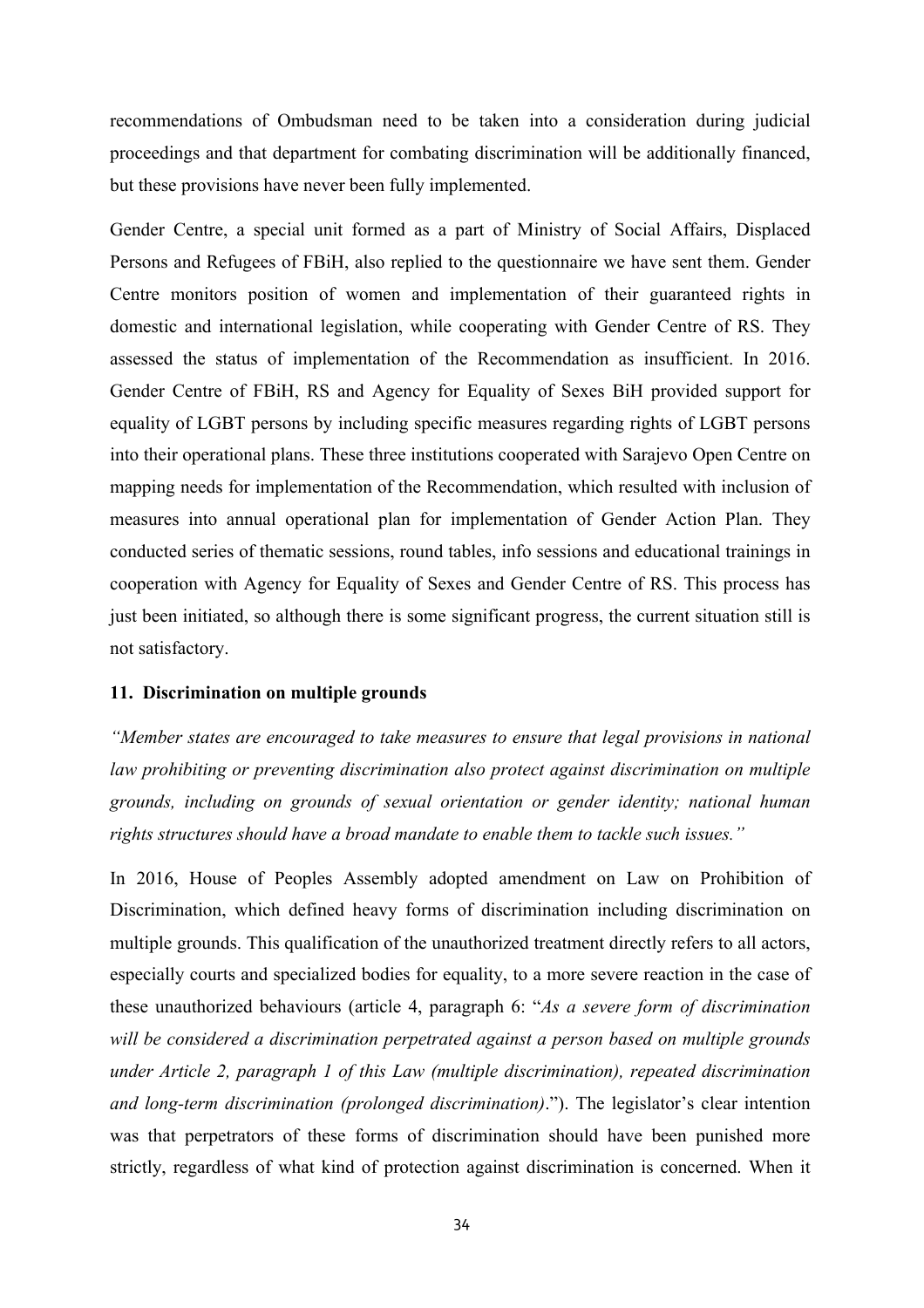recommendations of Ombudsman need to be taken into a consideration during judicial proceedings and that department for combating discrimination will be additionally financed, but these provisions have never been fully implemented.

Gender Centre, a special unit formed as a part of Ministry of Social Affairs, Displaced Persons and Refugees of FBiH, also replied to the questionnaire we have sent them. Gender Centre monitors position of women and implementation of their guaranteed rights in domestic and international legislation, while cooperating with Gender Centre of RS. They assessed the status of implementation of the Recommendation as insufficient. In 2016. Gender Centre of FBiH, RS and Agency for Equality of Sexes BiH provided support for equality of LGBT persons by including specific measures regarding rights of LGBT persons into their operational plans. These three institutions cooperated with Sarajevo Open Centre on mapping needs for implementation of the Recommendation, which resulted with inclusion of measures into annual operational plan for implementation of Gender Action Plan. They conducted series of thematic sessions, round tables, info sessions and educational trainings in cooperation with Agency for Equality of Sexes and Gender Centre of RS. This process has just been initiated, so although there is some significant progress, the current situation still is not satisfactory.

### 11. Discrimination on multiple grounds

*"Member states are encouraged to take measures to ensure that legal provisions in national law prohibiting or preventing discrimination also protect against discrimination on multiple grounds, including on grounds of sexual orientation or gender identity; national human rights structures should have a broad mandate to enable them to tackle such issues."*

In 2016, House of Peoples Assembly adopted amendment on Law on Prohibition of Discrimination, which defined heavy forms of discrimination including discrimination on multiple grounds. This qualification of the unauthorized treatment directly refers to all actors, especially courts and specialized bodies for equality, to a more severe reaction in the case of these unauthorized behaviours (article 4, paragraph 6: "*As a severe form of discrimination will be considered a discrimination perpetrated against a person based on multiple grounds under Article 2, paragraph 1 of this Law (multiple discrimination), repeated discrimination and long-term discrimination (prolonged discrimination)*."). The legislator's clear intention was that perpetrators of these forms of discrimination should have been punished more strictly, regardless of what kind of protection against discrimination is concerned. When it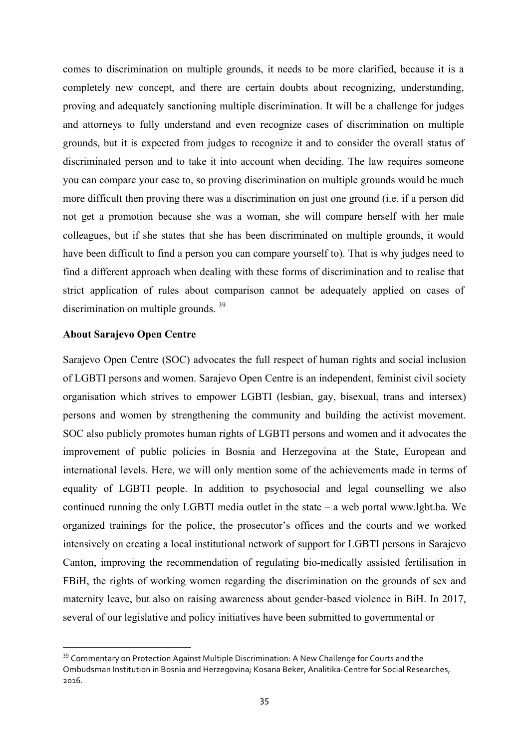comes to discrimination on multiple grounds, it needs to be more clarified, because it is a completely new concept, and there are certain doubts about recognizing, understanding, proving and adequately sanctioning multiple discrimination. It will be a challenge for judges and attorneys to fully understand and even recognize cases of discrimination on multiple grounds, but it is expected from judges to recognize it and to consider the overall status of discriminated person and to take it into account when deciding. The law requires someone you can compare your case to, so proving discrimination on multiple grounds would be much more difficult then proving there was a discrimination on just one ground (i.e. if a person did not get a promotion because she was a woman, she will compare herself with her male colleagues, but if she states that she has been discriminated on multiple grounds, it would have been difficult to find a person you can compare yourself to). That is why judges need to find a different approach when dealing with these forms of discrimination and to realise that strict application of rules about comparison cannot be adequately applied on cases of discrimination on multiple grounds. [39]

**About Sarajevo Open Centre**

Sarajevo Open Centre (SOC) advocates the full respect of human rights and social inclusion of LGBTI persons and women. Sarajevo Open Centre is an independent, feminist civil society organisation which strives to empower LGBTI (lesbian, gay, bisexual, trans and intersex) persons and women by strengthening the community and building the activist movement. SOC also publicly promotes human rights of LGBTI persons and women and it advocates the improvement of public policies in Bosnia and Herzegovina at the State, European and international levels. Here, we will only mention some of the achievements made in terms of equality of LGBTI people. In addition to psychosocial and legal counselling we also continued running the only LGBTI media outlet in the state – a web portal www.lgbt.ba. We organized trainings for the police, the prosecutor's offices and the courts and we worked intensively on creating a local institutional network of support for LGBTI persons in Sarajevo Canton, improving the recommendation of regulating bio-medically assisted fertilisation in FBiH, the rights of working women regarding the discrimination on the grounds of sex and maternity leave, but also on raising awareness about gender-based violence in BiH. In 2017, several of our legislative and policy initiatives have been submitted to governmental or

---

[39] Commentary on Protection Against Multiple Discrimination: A New Challenge for Courts and the Ombudsman Institution in Bosnia and Herzegovina; Kosana Beker, Analitika-Centre for Social Researches, 2016.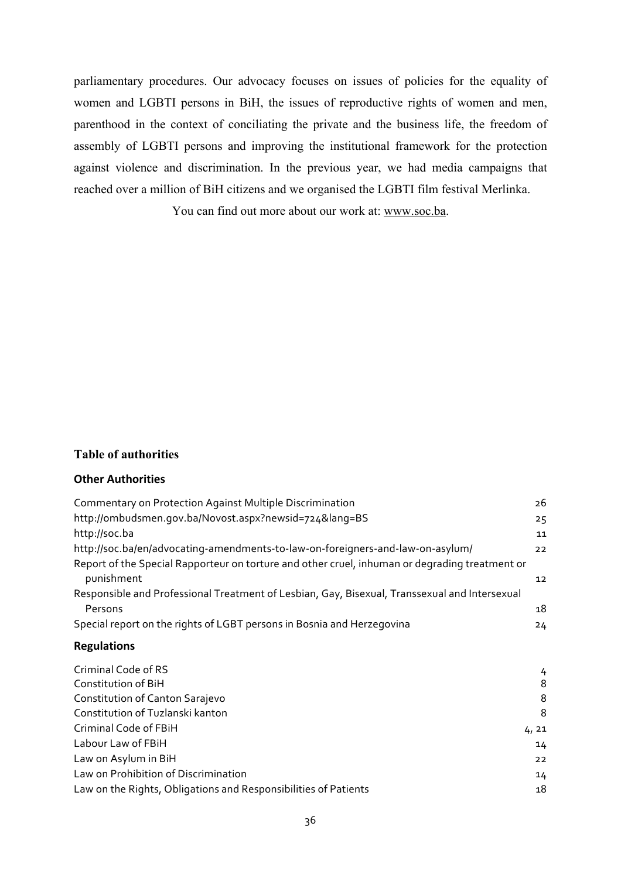parliamentary procedures. Our advocacy focuses on issues of policies for the equality of women and LGBTI persons in BiH, the issues of reproductive rights of women and men, parenthood in the context of conciliating the private and the business life, the freedom of assembly of LGBTI persons and improving the institutional framework for the protection against violence and discrimination. In the previous year, we had media campaigns that reached over a million of BiH citizens and we organised the LGBTI film festival Merlinka.

You can find out more about our work at: www.soc.ba.

## Table of authorities

### Other Authorities

| | |
|---|---|
| Commentary on Protection Against Multiple Discrimination | 26 |
| http://ombudsmen.gov.ba/Novost.aspx?newsid=724&lang=BS | 25 |
| http://soc.ba | 11 |
| http://soc.ba/en/advocating-amendments-to-law-on-foreigners-and-law-on-asylum/ | 22 |
| Report of the Special Rapporteur on torture and other cruel, inhuman or degrading treatment or punishment | 12 |
| Responsible and Professional Treatment of Lesbian, Gay, Bisexual, Transsexual and Intersexual Persons | 18 |
| Special report on the rights of LGBT persons in Bosnia and Herzegovina | 24 |

### Regulations

| | |
|---|---|
| Criminal Code of RS | 4 |
| Constitution of BiH | 8 |
| Constitution of Canton Sarajevo | 8 |
| Constitution of Tuzlanski kanton | 8 |
| Criminal Code of FBiH | 4, 21 |
| Labour Law of FBiH | 14 |
| Law on Asylum in BiH | 22 |
| Law on Prohibition of Discrimination | 14 |
| Law on the Rights, Obligations and Responsibilities of Patients | 18 |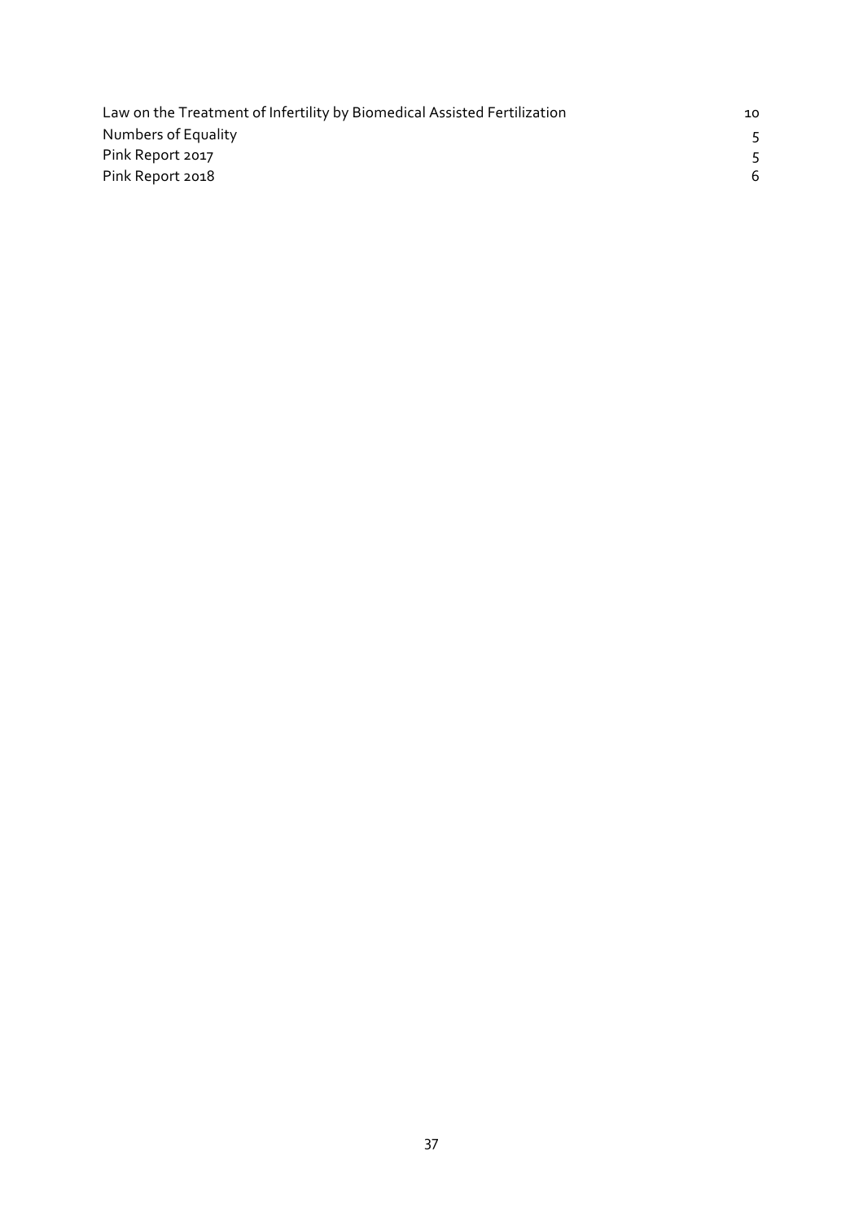Law on the Treatment of Infertility by Biomedical Assisted Fertilization 10
Numbers of Equality 5
Pink Report 2017 5
Pink Report 2018 6